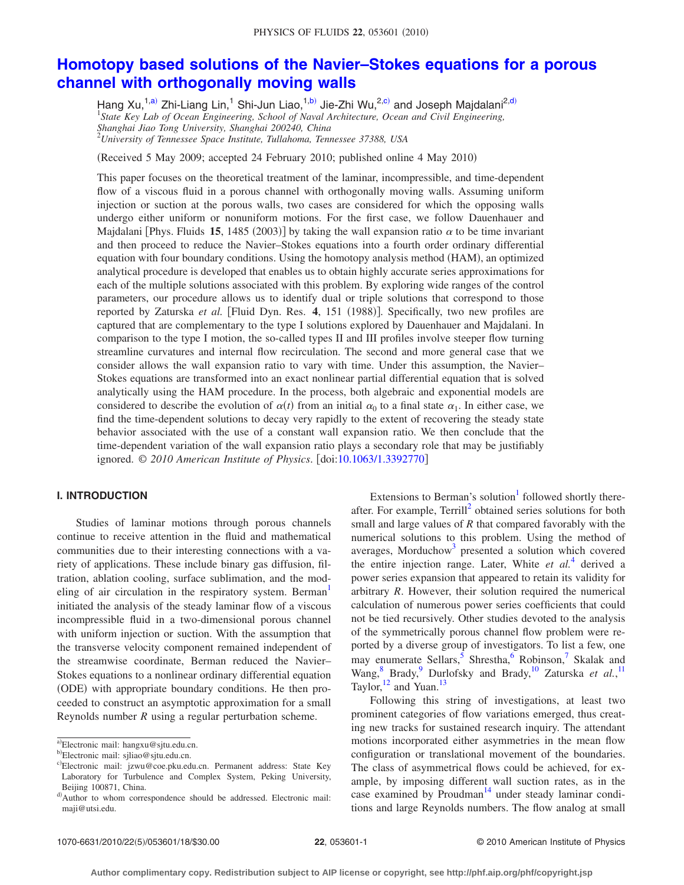# Homotopy based solutions of the Navier–Stokes equations for a porous channel with orthogonally moving walls

Hang Xu,[1,a)] Zhi-Liang Lin,[1] Shi-Jun Liao,[1,b)] Jie-Zhi Wu,[2,c)] and Joseph Majdalani[2,d)]

[1]*State Key Lab of Ocean Engineering, School of Naval Architecture, Ocean and Civil Engineering, Shanghai Jiao Tong University, Shanghai 200240, China*
[2]*University of Tennessee Space Institute, Tullahoma, Tennessee 37388, USA*

(Received 5 May 2009; accepted 24 February 2010; published online 4 May 2010)

This paper focuses on the theoretical treatment of the laminar, incompressible, and time-dependent flow of a viscous fluid in a porous channel with orthogonally moving walls. Assuming uniform injection or suction at the porous walls, two cases are considered for which the opposing walls undergo either uniform or nonuniform motions. For the first case, we follow Dauenhauer and Majdalani [Phys. Fluids **15**, 1485 (2003)] by taking the wall expansion ratio $\alpha$ to be time invariant and then proceed to reduce the Navier–Stokes equations into a fourth order ordinary differential equation with four boundary conditions. Using the homotopy analysis method (HAM), an optimized analytical procedure is developed that enables us to obtain highly accurate series approximations for each of the multiple solutions associated with this problem. By exploring wide ranges of the control parameters, our procedure allows us to identify dual or triple solutions that correspond to those reported by Zaturska *et al.* [Fluid Dyn. Res. **4**, 151 (1988)]. Specifically, two new profiles are captured that are complementary to the type I solutions explored by Dauenhauer and Majdalani. In comparison to the type I motion, the so-called types II and III profiles involve steeper flow turning streamline curvatures and internal flow recirculation. The second and more general case that we consider allows the wall expansion ratio to vary with time. Under this assumption, the Navier–Stokes equations are transformed into an exact nonlinear partial differential equation that is solved analytically using the HAM procedure. In the process, both algebraic and exponential models are considered to describe the evolution of $\alpha(t)$ from an initial $\alpha_0$ to a final state $\alpha_1$. In either case, we find the time-dependent solutions to decay very rapidly to the extent of recovering the steady state behavior associated with the use of a constant wall expansion ratio. We then conclude that the time-dependent variation of the wall expansion ratio plays a secondary role that may be justifiably ignored. © *2010 American Institute of Physics*. [doi:10.1063/1.3392770]

## I. INTRODUCTION

Studies of laminar motions through porous channels continue to receive attention in the fluid and mathematical communities due to their interesting connections with a variety of applications. These include binary gas diffusion, filtration, ablation cooling, surface sublimation, and the modeling of air circulation in the respiratory system. Berman[1] initiated the analysis of the steady laminar flow of a viscous incompressible fluid in a two-dimensional porous channel with uniform injection or suction. With the assumption that the transverse velocity component remained independent of the streamwise coordinate, Berman reduced the Navier–Stokes equations to a nonlinear ordinary differential equation (ODE) with appropriate boundary conditions. He then proceeded to construct an asymptotic approximation for a small Reynolds number $R$ using a regular perturbation scheme.

Extensions to Berman's solution[1] followed shortly thereafter. For example, Terrill[2] obtained series solutions for both small and large values of $R$ that compared favorably with the numerical solutions to this problem. Using the method of averages, Morduchow[3] presented a solution which covered the entire injection range. Later, White *et al.*[4] derived a power series expansion that appeared to retain its validity for arbitrary $R$. However, their solution required the numerical calculation of numerous power series coefficients that could not be tied recursively. Other studies devoted to the analysis of the symmetrically porous channel flow problem were reported by a diverse group of investigators. To list a few, one may enumerate Sellars,[5] Shrestha,[6] Robinson,[7] Skalak and Wang,[8] Brady,[9] Durlofsky and Brady,[10] Zaturska *et al.*,[11] Taylor,[12] and Yuan.[13]

Following this string of investigations, at least two prominent categories of flow variations emerged, thus creating new tracks for sustained research inquiry. The attendant motions incorporated either asymmetries in the mean flow configuration or translational movement of the boundaries. The class of asymmetrical flows could be achieved, for example, by imposing different wall suction rates, as in the case examined by Proudman[14] under steady laminar conditions and large Reynolds numbers. The flow analog at small

---

a)Electronic mail: hangxu@sjtu.edu.cn.
b)Electronic mail: sjliao@sjtu.edu.cn.
c)Electronic mail: jzwu@coe.pku.edu.cn. Permanent address: State Key Laboratory for Turbulence and Complex System, Peking University, Beijing 100871, China.
d)Author to whom correspondence should be addressed. Electronic mail: maji@utsi.edu.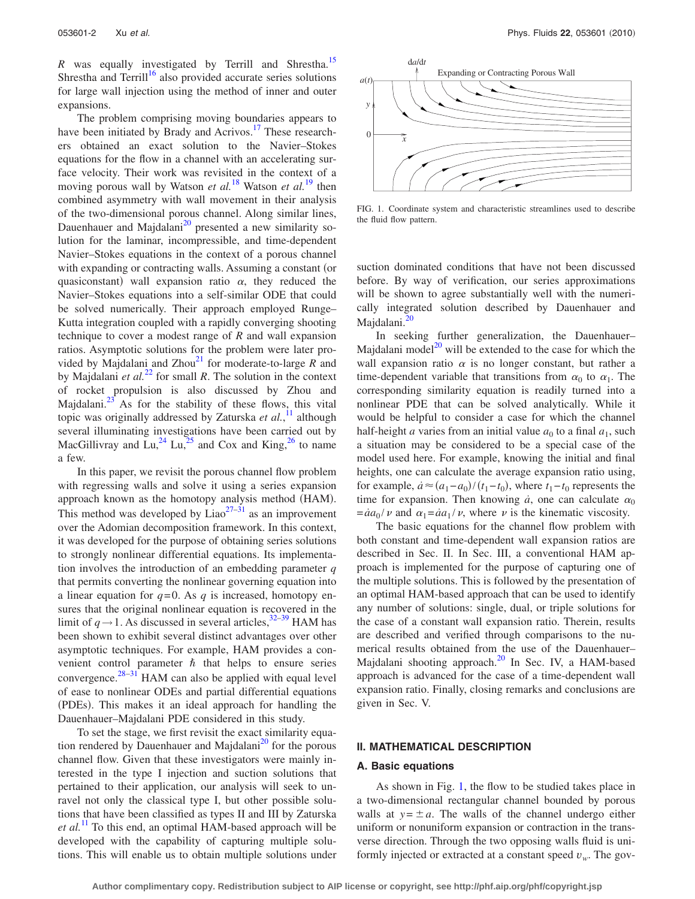$R$ was equally investigated by Terrill and Shrestha.[15] Shrestha and Terrill[16] also provided accurate series solutions for large wall injection using the method of inner and outer expansions.

The problem comprising moving boundaries appears to have been initiated by Brady and Acrivos.[17] These researchers obtained an exact solution to the Navier–Stokes equations for the flow in a channel with an accelerating surface velocity. Their work was revisited in the context of a moving porous wall by Watson *et al.*[18] Watson *et al.*[19] then combined asymmetry with wall movement in their analysis of the two-dimensional porous channel. Along similar lines, Dauenhauer and Majdalani[20] presented a new similarity solution for the laminar, incompressible, and time-dependent Navier–Stokes equations in the context of a porous channel with expanding or contracting walls. Assuming a constant (or quasiconstant) wall expansion ratio $\alpha$, they reduced the Navier–Stokes equations into a self-similar ODE that could be solved numerically. Their approach employed Runge–Kutta integration coupled with a rapidly converging shooting technique to cover a modest range of $R$ and wall expansion ratios. Asymptotic solutions for the problem were later provided by Majdalani and Zhou[21] for moderate-to-large $R$ and by Majdalani *et al.*[22] for small $R$. The solution in the context of rocket propulsion is also discussed by Zhou and Majdalani.[23] As for the stability of these flows, this vital topic was originally addressed by Zaturska *et al.*,[11] although several illuminating investigations have been carried out by MacGillivray and Lu,[24] Lu,[25] and Cox and King,[26] to name a few.

In this paper, we revisit the porous channel flow problem with regressing walls and solve it using a series expansion approach known as the homotopy analysis method (HAM). This method was developed by Liao[27–31] as an improvement over the Adomian decomposition framework. In this context, it was developed for the purpose of obtaining series solutions to strongly nonlinear differential equations. Its implementation involves the introduction of an embedding parameter $q$ that permits converting the nonlinear governing equation into a linear equation for $q=0$. As $q$ is increased, homotopy ensures that the original nonlinear equation is recovered in the limit of $q\to 1$. As discussed in several articles,[32–39] HAM has been shown to exhibit several distinct advantages over other asymptotic techniques. For example, HAM provides a convenient control parameter $\hbar$ that helps to ensure series convergence.[28–31] HAM can also be applied with equal level of ease to nonlinear ODEs and partial differential equations (PDEs). This makes it an ideal approach for handling the Dauenhauer–Majdalani PDE considered in this study.

To set the stage, we first revisit the exact similarity equation rendered by Dauenhauer and Majdalani[20] for the porous channel flow. Given that these investigators were mainly interested in the type I injection and suction solutions that pertained to their application, our analysis will seek to unravel not only the classical type I, but other possible solutions that have been classified as types II and III by Zaturska *et al.*[11] To this end, an optimal HAM-based approach will be developed with the capability of capturing multiple solutions. This will enable us to obtain multiple solutions under suction dominated conditions that have not been discussed before. By way of verification, our series approximations will be shown to agree substantially well with the numerically integrated solution described by Dauenhauer and Majdalani.[20]

FIG. 1. Coordinate system and characteristic streamlines used to describe the fluid flow pattern.

In seeking further generalization, the Dauenhauer–Majdalani model[20] will be extended to the case for which the wall expansion ratio $\alpha$ is no longer constant, but rather a time-dependent variable that transitions from $\alpha_0$ to $\alpha_1$. The corresponding similarity equation is readily turned into a nonlinear PDE that can be solved analytically. While it would be helpful to consider a case for which the channel half-height $a$ varies from an initial value $a_0$ to a final $a_1$, such a situation may be considered to be a special case of the model used here. For example, knowing the initial and final heights, one can calculate the average expansion ratio using, for example, $\dot{a}\approx(a_1-a_0)/(t_1-t_0)$, where $t_1-t_0$ represents the time for expansion. Then knowing $\dot{a}$, one can calculate $\alpha_0=\dot{a}a_0/\nu$ and $\alpha_1=\dot{a}a_1/\nu$, where $\nu$ is the kinematic viscosity.

The basic equations for the channel flow problem with both constant and time-dependent wall expansion ratios are described in Sec. II. In Sec. III, a conventional HAM approach is implemented for the purpose of capturing one of the multiple solutions. This is followed by the presentation of an optimal HAM-based approach that can be used to identify any number of solutions: single, dual, or triple solutions for the case of a constant wall expansion ratio. Therein, results are described and verified through comparisons to the numerical results obtained from the use of the Dauenhauer–Majdalani shooting approach.[20] In Sec. IV, a HAM-based approach is advanced for the case of a time-dependent wall expansion ratio. Finally, closing remarks and conclusions are given in Sec. V.

## II. MATHEMATICAL DESCRIPTION

### A. Basic equations

As shown in Fig. 1, the flow to be studied takes place in a two-dimensional rectangular channel bounded by porous walls at $y=\pm a$. The walls of the channel undergo either uniform or nonuniform expansion or contraction in the transverse direction. Through the two opposing walls fluid is uniformly injected or extracted at a constant speed $v_w$. The gov-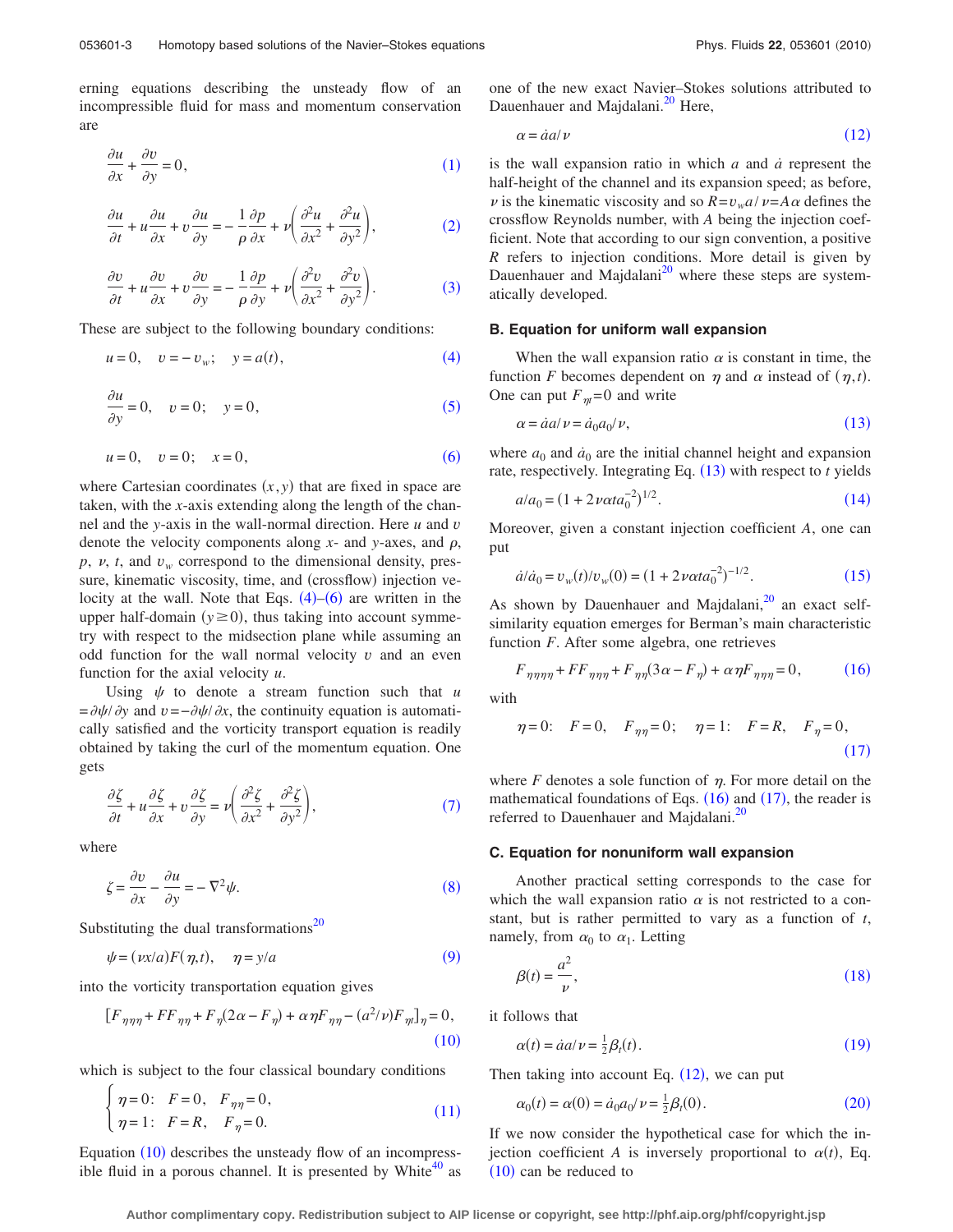erning equations describing the unsteady flow of an incompressible fluid for mass and momentum conservation are

$$\frac{\partial u}{\partial x} + \frac{\partial v}{\partial y} = 0, \tag{1}$$

$$\frac{\partial u}{\partial t} + u\frac{\partial u}{\partial x} + v\frac{\partial u}{\partial y} = -\frac{1}{\rho}\frac{\partial p}{\partial x} + \nu\left(\frac{\partial^2 u}{\partial x^2} + \frac{\partial^2 u}{\partial y^2}\right), \tag{2}$$

$$\frac{\partial v}{\partial t} + u\frac{\partial v}{\partial x} + v\frac{\partial v}{\partial y} = -\frac{1}{\rho}\frac{\partial p}{\partial y} + \nu\left(\frac{\partial^2 v}{\partial x^2} + \frac{\partial^2 v}{\partial y^2}\right). \tag{3}$$

These are subject to the following boundary conditions:

$$u = 0, \quad v = -v_w; \quad y = a(t), \tag{4}$$

$$\frac{\partial u}{\partial y} = 0, \quad v = 0; \quad y = 0, \tag{5}$$

$$u = 0, \quad v = 0; \quad x = 0, \tag{6}$$

where Cartesian coordinates $(x,y)$ that are fixed in space are taken, with the $x$-axis extending along the length of the channel and the $y$-axis in the wall-normal direction. Here $u$ and $v$ denote the velocity components along $x$- and $y$-axes, and $\rho$, $p$, $\nu$, $t$, and $v_w$ correspond to the dimensional density, pressure, kinematic viscosity, time, and (crossflow) injection velocity at the wall. Note that Eqs. (4)–(6) are written in the upper half-domain $(y \geq 0)$, thus taking into account symmetry with respect to the midsection plane while assuming an odd function for the wall normal velocity $v$ and an even function for the axial velocity $u$.

Using $\psi$ to denote a stream function such that $u = \partial\psi/\partial y$ and $v = -\partial\psi/\partial x$, the continuity equation is automatically satisfied and the vorticity transport equation is readily obtained by taking the curl of the momentum equation. One gets

$$\frac{\partial \zeta}{\partial t} + u\frac{\partial \zeta}{\partial x} + v\frac{\partial \zeta}{\partial y} = \nu\left(\frac{\partial^2 \zeta}{\partial x^2} + \frac{\partial^2 \zeta}{\partial y^2}\right), \tag{7}$$

where

$$\zeta = \frac{\partial v}{\partial x} - \frac{\partial u}{\partial y} = -\nabla^2\psi. \tag{8}$$

Substituting the dual transformations[20]

$$\psi = (\nu x/a)F(\eta,t), \quad \eta = y/a \tag{9}$$

into the vorticity transportation equation gives

$$[F_{\eta\eta\eta} + FF_{\eta\eta} + F_{\eta}(2\alpha - F_{\eta}) + \alpha\eta F_{\eta\eta} - (a^2/\nu)F_{\eta t}]_{\eta} = 0, \tag{10}$$

which is subject to the four classical boundary conditions

$$\begin{cases} \eta = 0: \quad F = 0, \quad F_{\eta\eta} = 0, \\ \eta = 1: \quad F = R, \quad F_{\eta} = 0. \end{cases} \tag{11}$$

Equation (10) describes the unsteady flow of an incompressible fluid in a porous channel. It is presented by White[40] as one of the new exact Navier–Stokes solutions attributed to Dauenhauer and Majdalani.[20] Here,

$$\alpha = \dot{a}a/\nu \tag{12}$$

is the wall expansion ratio in which $a$ and $\dot{a}$ represent the half-height of the channel and its expansion speed; as before, $\nu$ is the kinematic viscosity and so $R = v_w a/\nu = A\alpha$ defines the crossflow Reynolds number, with $A$ being the injection coefficient. Note that according to our sign convention, a positive $R$ refers to injection conditions. More detail is given by Dauenhauer and Majdalani[20] where these steps are systematically developed.

### B. Equation for uniform wall expansion

When the wall expansion ratio $\alpha$ is constant in time, the function $F$ becomes dependent on $\eta$ and $\alpha$ instead of $(\eta,t)$. One can put $F_{\eta t} = 0$ and write

$$\alpha = \dot{a}a/\nu = \dot{a}_0 a_0/\nu, \tag{13}$$

where $a_0$ and $\dot{a}_0$ are the initial channel height and expansion rate, respectively. Integrating Eq. (13) with respect to $t$ yields

$$a/a_0 = (1 + 2\nu\alpha t a_0^{-2})^{1/2}. \tag{14}$$

Moreover, given a constant injection coefficient $A$, one can put

$$\dot{a}/\dot{a}_0 = v_w(t)/v_w(0) = (1 + 2\nu\alpha t a_0^{-2})^{-1/2}. \tag{15}$$

As shown by Dauenhauer and Majdalani,[20] an exact self-similarity equation emerges for Berman's main characteristic function $F$. After some algebra, one retrieves

$$F_{\eta\eta\eta\eta} + FF_{\eta\eta\eta} + F_{\eta\eta}(3\alpha - F_{\eta}) + \alpha\eta F_{\eta\eta\eta} = 0, \tag{16}$$

with

$$\eta = 0: \quad F = 0, \quad F_{\eta\eta} = 0; \quad \eta = 1: \quad F = R, \quad F_{\eta} = 0, \tag{17}$$

where $F$ denotes a sole function of $\eta$. For more detail on the mathematical foundations of Eqs. (16) and (17), the reader is referred to Dauenhauer and Majdalani.[20]

### C. Equation for nonuniform wall expansion

Another practical setting corresponds to the case for which the wall expansion ratio $\alpha$ is not restricted to a constant, but is rather permitted to vary as a function of $t$, namely, from $\alpha_0$ to $\alpha_1$. Letting

$$\beta(t) = \frac{a^2}{\nu}, \tag{18}$$

it follows that

$$\alpha(t) = \dot{a}a/\nu = \tfrac{1}{2}\beta_t(t). \tag{19}$$

Then taking into account Eq. (12), we can put

$$\alpha_0(t) = \alpha(0) = \dot{a}_0 a_0/\nu = \tfrac{1}{2}\beta_t(0). \tag{20}$$

If we now consider the hypothetical case for which the injection coefficient $A$ is inversely proportional to $\alpha(t)$, Eq. (10) can be reduced to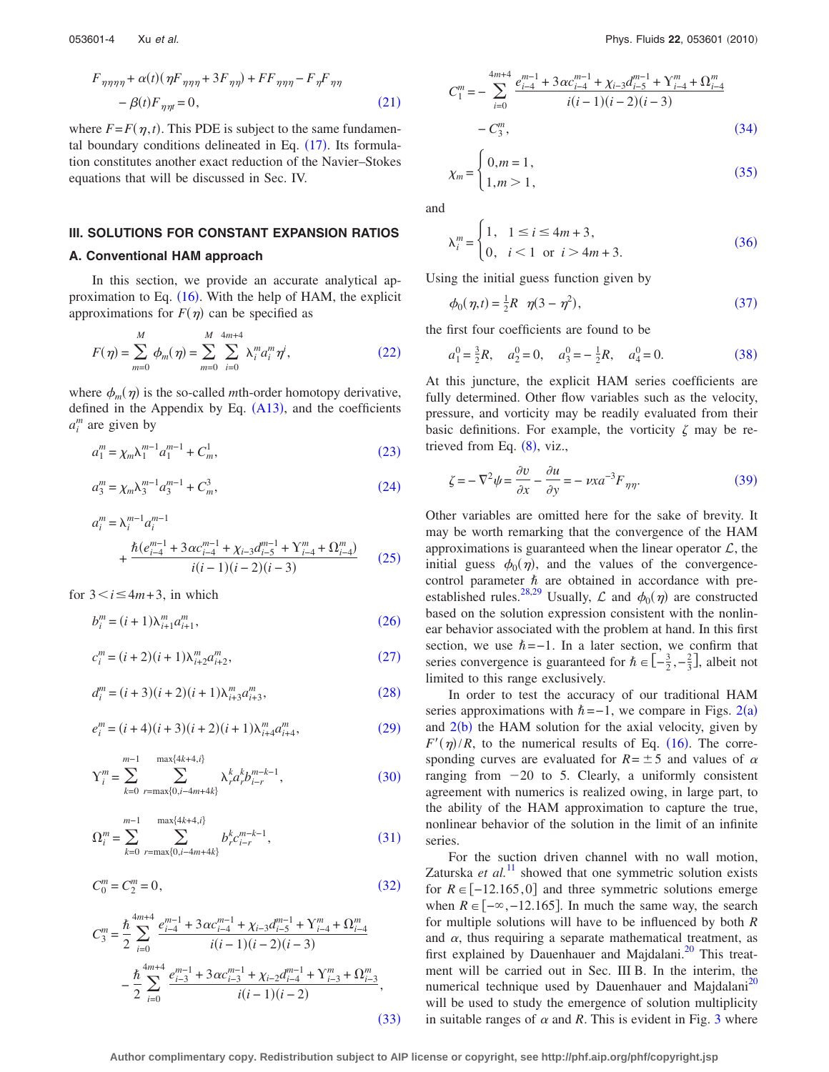$$F_{\eta\eta\eta\eta} + \alpha(t)(\eta F_{\eta\eta\eta} + 3F_{\eta\eta}) + FF_{\eta\eta\eta} - F_\eta F_{\eta\eta} - \beta(t)F_{\eta\eta t} = 0, \tag{21}$$

where $F = F(\eta, t)$. This PDE is subject to the same fundamental boundary conditions delineated in Eq. (17). Its formulation constitutes another exact reduction of the Navier–Stokes equations that will be discussed in Sec. IV.

## III. SOLUTIONS FOR CONSTANT EXPANSION RATIOS

### A. Conventional HAM approach

In this section, we provide an accurate analytical approximation to Eq. (16). With the help of HAM, the explicit approximations for $F(\eta)$ can be specified as

$$F(\eta) = \sum_{m=0}^{M} \phi_m(\eta) = \sum_{m=0}^{M} \sum_{i=0}^{4m+4} \lambda_i^m a_i^m \eta^i, \tag{22}$$

where $\phi_m(\eta)$ is the so-called $m$th-order homotopy derivative, defined in the Appendix by Eq. (A13), and the coefficients $a_i^m$ are given by

$$a_1^m = \chi_m \lambda_1^{m-1} a_1^{m-1} + C_m^1, \tag{23}$$

$$a_3^m = \chi_m \lambda_3^{m-1} a_3^{m-1} + C_m^3, \tag{24}$$

$$a_i^m = \lambda_i^{m-1} a_i^{m-1} + \frac{\hbar(e_{i-4}^{m-1} + 3\alpha c_{i-4}^{m-1} + \chi_{i-3} d_{i-5}^{m-1} + \Upsilon_{i-4}^m + \Omega_{i-4}^m)}{i(i-1)(i-2)(i-3)} \tag{25}$$

for $3 < i \le 4m+3$, in which

$$b_i^m = (i+1)\lambda_{i+1}^m a_{i+1}^m, \tag{26}$$

$$c_i^m = (i+2)(i+1)\lambda_{i+2}^m a_{i+2}^m, \tag{27}$$

$$d_i^m = (i+3)(i+2)(i+1)\lambda_{i+3}^m a_{i+3}^m, \tag{28}$$

$$e_i^m = (i+4)(i+3)(i+2)(i+1)\lambda_{i+4}^m a_{i+4}^m, \tag{29}$$

$$\Upsilon_i^m = \sum_{k=0}^{m-1} \sum_{r=\max\{0,i-4m+4k\}}^{\max\{4k+4,i\}} \lambda_r^k a_r^k b_{i-r}^{m-k-1}, \tag{30}$$

$$\Omega_i^m = \sum_{k=0}^{m-1} \sum_{r=\max\{0,i-4m+4k\}}^{\max\{4k+4,i\}} b_r^k c_{i-r}^{m-k-1}, \tag{31}$$

$$C_0^m = C_2^m = 0, \tag{32}$$

$$C_3^m = \frac{\hbar}{2} \sum_{i=0}^{4m+4} \frac{e_{i-4}^{m-1} + 3\alpha c_{i-4}^{m-1} + \chi_{i-3} d_{i-5}^{m-1} + \Upsilon_{i-4}^m + \Omega_{i-4}^m}{i(i-1)(i-2)(i-3)} - \frac{\hbar}{2} \sum_{i=0}^{4m+4} \frac{e_{i-3}^{m-1} + 3\alpha c_{i-3}^{m-1} + \chi_{i-2} d_{i-4}^{m-1} + \Upsilon_{i-3}^m + \Omega_{i-3}^m}{i(i-1)(i-2)}, \tag{33}$$

$$C_1^m = -\sum_{i=0}^{4m+4} \frac{e_{i-4}^{m-1} + 3\alpha c_{i-4}^{m-1} + \chi_{i-3} d_{i-5}^{m-1} + \Upsilon_{i-4}^m + \Omega_{i-4}^m}{i(i-1)(i-2)(i-3)} - C_3^m, \tag{34}$$

$$\chi_m = \begin{cases} 0, m = 1, \\ 1, m > 1, \end{cases} \tag{35}$$

and

$$\lambda_i^m = \begin{cases} 1, & 1 \le i \le 4m+3, \\ 0, & i < 1 \text{ or } i > 4m+3. \end{cases} \tag{36}$$

Using the initial guess function given by

$$\phi_0(\eta, t) = \tfrac{1}{2} R \quad \eta(3 - \eta^2), \tag{37}$$

the first four coefficients are found to be

$$a_1^0 = \tfrac{3}{2}R, \quad a_2^0 = 0, \quad a_3^0 = -\tfrac{1}{2}R, \quad a_4^0 = 0. \tag{38}$$

At this juncture, the explicit HAM series coefficients are fully determined. Other flow variables such as the velocity, pressure, and vorticity may be readily evaluated from their basic definitions. For example, the vorticity $\zeta$ may be retrieved from Eq. (8), viz.,

$$\zeta = -\nabla^2 \psi = \frac{\partial v}{\partial x} - \frac{\partial u}{\partial y} = -\nu x a^{-3} F_{\eta\eta}. \tag{39}$$

Other variables are omitted here for the sake of brevity. It may be worth remarking that the convergence of the HAM approximations is guaranteed when the linear operator $\mathcal{L}$, the initial guess $\phi_0(\eta)$, and the values of the convergence-control parameter $\hbar$ are obtained in accordance with pre-established rules.[28,29] Usually, $\mathcal{L}$ and $\phi_0(\eta)$ are constructed based on the solution expression consistent with the nonlinear behavior associated with the problem at hand. In this first section, we use $\hbar = -1$. In a later section, we confirm that series convergence is guaranteed for $\hbar \in [-\frac{3}{2}, -\frac{2}{3}]$, albeit not limited to this range exclusively.

In order to test the accuracy of our traditional HAM series approximations with $\hbar = -1$, we compare in Figs. 2(a) and 2(b) the HAM solution for the axial velocity, given by $F'(\eta)/R$, to the numerical results of Eq. (16). The corresponding curves are evaluated for $R = \pm 5$ and values of $\alpha$ ranging from $-20$ to 5. Clearly, a uniformly consistent agreement with numerics is realized owing, in large part, to the ability of the HAM approximation to capture the true, nonlinear behavior of the solution in the limit of an infinite series.

For the suction driven channel with no wall motion, Zaturska *et al.*[11] showed that one symmetric solution exists for $R \in [-12.165, 0]$ and three symmetric solutions emerge when $R \in [-\infty, -12.165]$. In much the same way, the search for multiple solutions will have to be influenced by both $R$ and $\alpha$, thus requiring a separate mathematical treatment, as first explained by Dauenhauer and Majdalani.[20] This treatment will be carried out in Sec. III B. In the interim, the numerical technique used by Dauenhauer and Majdalani[20] will be used to study the emergence of solution multiplicity in suitable ranges of $\alpha$ and $R$. This is evident in Fig. 3 where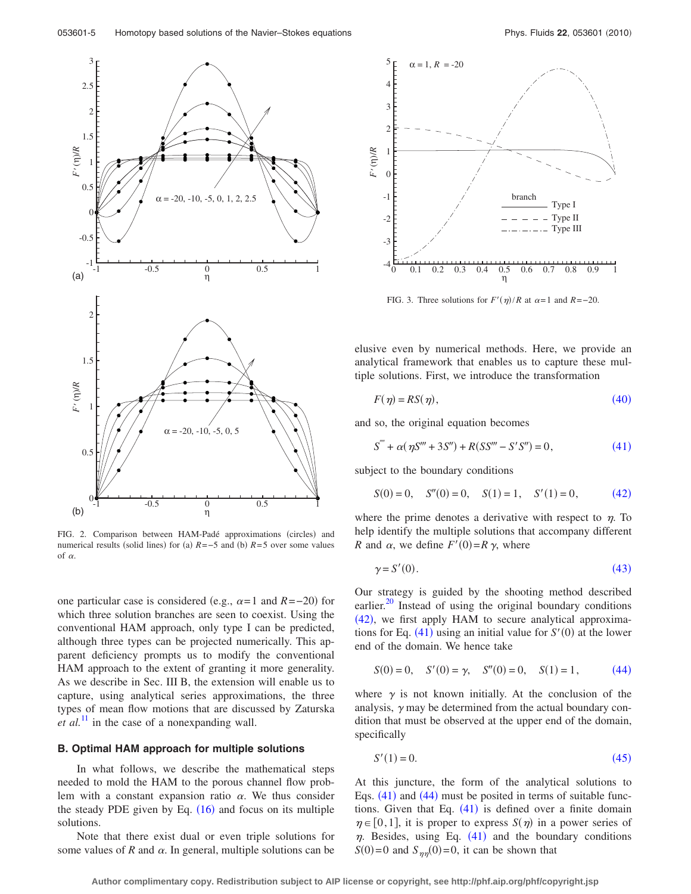FIG. 2. Comparison between HAM-Padé approximations (circles) and numerical results (solid lines) for (a) $R=-5$ and (b) $R=5$ over some values of $\alpha$.

FIG. 3. Three solutions for $F'(\eta)/R$ at $\alpha=1$ and $R=-20$.

one particular case is considered (e.g., $\alpha=1$ and $R=-20$) for which three solution branches are seen to coexist. Using the conventional HAM approach, only type I can be predicted, although three types can be projected numerically. This apparent deficiency prompts us to modify the conventional HAM approach to the extent of granting it more generality. As we describe in Sec. III B, the extension will enable us to capture, using analytical series approximations, the three types of mean flow motions that are discussed by Zaturska *et al.*[11] in the case of a nonexpanding wall.

### B. Optimal HAM approach for multiple solutions

In what follows, we describe the mathematical steps needed to mold the HAM to the porous channel flow problem with a constant expansion ratio $\alpha$. We thus consider the steady PDE given by Eq. (16) and focus on its multiple solutions.

Note that there exist dual or even triple solutions for some values of $R$ and $\alpha$. In general, multiple solutions can be elusive even by numerical methods. Here, we provide an analytical framework that enables us to capture these multiple solutions. First, we introduce the transformation

$$F(\eta)=RS(\eta), \tag{40}$$

and so, the original equation becomes

$$S'''' + \alpha(\eta S''' + 3S'') + R(SS''' - S'S'') = 0, \tag{41}$$

subject to the boundary conditions

$$S(0)=0, \quad S''(0)=0, \quad S(1)=1, \quad S'(1)=0, \tag{42}$$

where the prime denotes a derivative with respect to $\eta$. To help identify the multiple solutions that accompany different $R$ and $\alpha$, we define $F'(0)=R\gamma$, where

$$\gamma = S'(0). \tag{43}$$

Our strategy is guided by the shooting method described earlier.[20] Instead of using the original boundary conditions (42), we first apply HAM to secure analytical approximations for Eq. (41) using an initial value for $S'(0)$ at the lower end of the domain. We hence take

$$S(0)=0, \quad S'(0)=\gamma, \quad S''(0)=0, \quad S(1)=1, \tag{44}$$

where $\gamma$ is not known initially. At the conclusion of the analysis, $\gamma$ may be determined from the actual boundary condition that must be observed at the upper end of the domain, specifically

$$S'(1)=0. \tag{45}$$

At this juncture, the form of the analytical solutions to Eqs. (41) and (44) must be posited in terms of suitable functions. Given that Eq. (41) is defined over a finite domain $\eta \in [0,1]$, it is proper to express $S(\eta)$ in a power series of $\eta$. Besides, using Eq. (41) and the boundary conditions $S(0)=0$ and $S_{\eta\eta}(0)=0$, it can be shown that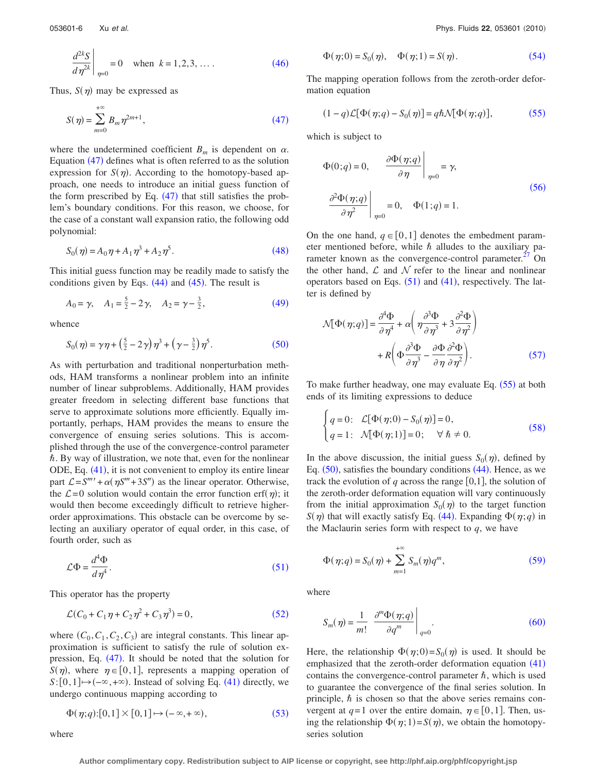$$\left.\frac{d^{2k}S}{d\eta^{2k}}\right|_{\eta=0} = 0 \quad \text{when } k = 1,2,3,\ldots. \tag{46}$$

Thus, $S(\eta)$ may be expressed as

$$S(\eta) = \sum_{m=0}^{+\infty} B_m \eta^{2m+1}, \tag{47}$$

where the undetermined coefficient $B_m$ is dependent on $\alpha$. Equation (47) defines what is often referred to as the solution expression for $S(\eta)$. According to the homotopy-based approach, one needs to introduce an initial guess function of the form prescribed by Eq. (47) that still satisfies the problem's boundary conditions. For this reason, we choose, for the case of a constant wall expansion ratio, the following odd polynomial:

$$S_0(\eta) = A_0\eta + A_1\eta^3 + A_2\eta^5. \tag{48}$$

This initial guess function may be readily made to satisfy the conditions given by Eqs. (44) and (45). The result is

$$A_0 = \gamma, \quad A_1 = \tfrac{5}{2} - 2\gamma, \quad A_2 = \gamma - \tfrac{3}{2}, \tag{49}$$

whence

$$S_0(\eta) = \gamma\eta + \left(\tfrac{5}{2} - 2\gamma\right)\eta^3 + \left(\gamma - \tfrac{3}{2}\right)\eta^5. \tag{50}$$

As with perturbation and traditional nonperturbation methods, HAM transforms a nonlinear problem into an infinite number of linear subproblems. Additionally, HAM provides greater freedom in selecting different base functions that serve to approximate solutions more efficiently. Equally importantly, perhaps, HAM provides the means to ensure the convergence of ensuing series solutions. This is accomplished through the use of the convergence-control parameter $\hbar$. By way of illustration, we note that, even for the nonlinear ODE, Eq. (41), it is not convenient to employ its entire linear part $\mathcal{L} = S'''' + \alpha(\eta S''' + 3S'')$ as the linear operator. Otherwise, the $\mathcal{L}=0$ solution would contain the error function $\text{erf}(\eta)$; it would then become exceedingly difficult to retrieve higher-order approximations. This obstacle can be overcome by selecting an auxiliary operator of equal order, in this case, of fourth order, such as

$$\mathcal{L}\Phi = \frac{d^4\Phi}{d\eta^4}. \tag{51}$$

This operator has the property

$$\mathcal{L}(C_0 + C_1\eta + C_2\eta^2 + C_3\eta^3) = 0, \tag{52}$$

where $(C_0, C_1, C_2, C_3)$ are integral constants. This linear approximation is sufficient to satisfy the rule of solution expression, Eq. (47). It should be noted that the solution for $S(\eta)$, where $\eta \in [0,1]$, represents a mapping operation of $S:[0,1] \mapsto (-\infty, +\infty)$. Instead of solving Eq. (41) directly, we undergo continuous mapping according to

$$\Phi(\eta;q):[0,1]\times[0,1] \mapsto (-\infty, +\infty), \tag{53}$$

where

$$\Phi(\eta;0) = S_0(\eta), \quad \Phi(\eta;1) = S(\eta). \tag{54}$$

The mapping operation follows from the zeroth-order deformation equation

$$(1-q)\mathcal{L}[\Phi(\eta;q) - S_0(\eta)] = q\hbar\mathcal{N}[\Phi(\eta;q)], \tag{55}$$

which is subject to

$$\Phi(0;q) = 0, \qquad \left.\frac{\partial\Phi(\eta;q)}{\partial\eta}\right|_{\eta=0} = \gamma,$$
$$\left.\frac{\partial^2\Phi(\eta;q)}{\partial\eta^2}\right|_{\eta=0} = 0, \quad \Phi(1;q) = 1. \tag{56}$$

On the one hand, $q \in [0,1]$ denotes the embedment parameter mentioned before, while $\hbar$ alludes to the auxiliary parameter known as the convergence-control parameter.[27] On the other hand, $\mathcal{L}$ and $\mathcal{N}$ refer to the linear and nonlinear operators based on Eqs. (51) and (41), respectively. The latter is defined by

$$\mathcal{N}[\Phi(\eta;q)] = \frac{\partial^4\Phi}{\partial\eta^4} + \alpha\left(\eta\frac{\partial^3\Phi}{\partial\eta^3} + 3\frac{\partial^2\Phi}{\partial\eta^2}\right) + R\left(\Phi\frac{\partial^3\Phi}{\partial\eta^3} - \frac{\partial\Phi}{\partial\eta}\frac{\partial^2\Phi}{\partial\eta^2}\right). \tag{57}$$

To make further headway, one may evaluate Eq. (55) at both ends of its limiting expressions to deduce

$$\begin{cases} q=0: & \mathcal{L}[\Phi(\eta;0) - S_0(\eta)] = 0, \\ q=1: & \mathcal{N}[\Phi(\eta;1)] = 0; \quad \forall\,\hbar \neq 0. \end{cases} \tag{58}$$

In the above discussion, the initial guess $S_0(\eta)$, defined by Eq. (50), satisfies the boundary conditions (44). Hence, as we track the evolution of $q$ across the range $[0,1]$, the solution of the zeroth-order deformation equation will vary continuously from the initial approximation $S_0(\eta)$ to the target function $S(\eta)$ that will exactly satisfy Eq. (44). Expanding $\Phi(\eta;q)$ in the Maclaurin series form with respect to $q$, we have

$$\Phi(\eta;q) = S_0(\eta) + \sum_{m=1}^{+\infty} S_m(\eta)q^m, \tag{59}$$

where

$$S_m(\eta) = \frac{1}{m!}\left.\frac{\partial^m\Phi(\eta;q)}{\partial q^m}\right|_{q=0}. \tag{60}$$

Here, the relationship $\Phi(\eta;0) = S_0(\eta)$ is used. It should be emphasized that the zeroth-order deformation equation (41) contains the convergence-control parameter $\hbar$, which is used to guarantee the convergence of the final series solution. In principle, $\hbar$ is chosen so that the above series remains convergent at $q=1$ over the entire domain, $\eta \in [0,1]$. Then, using the relationship $\Phi(\eta;1) = S(\eta)$, we obtain the homotopy-series solution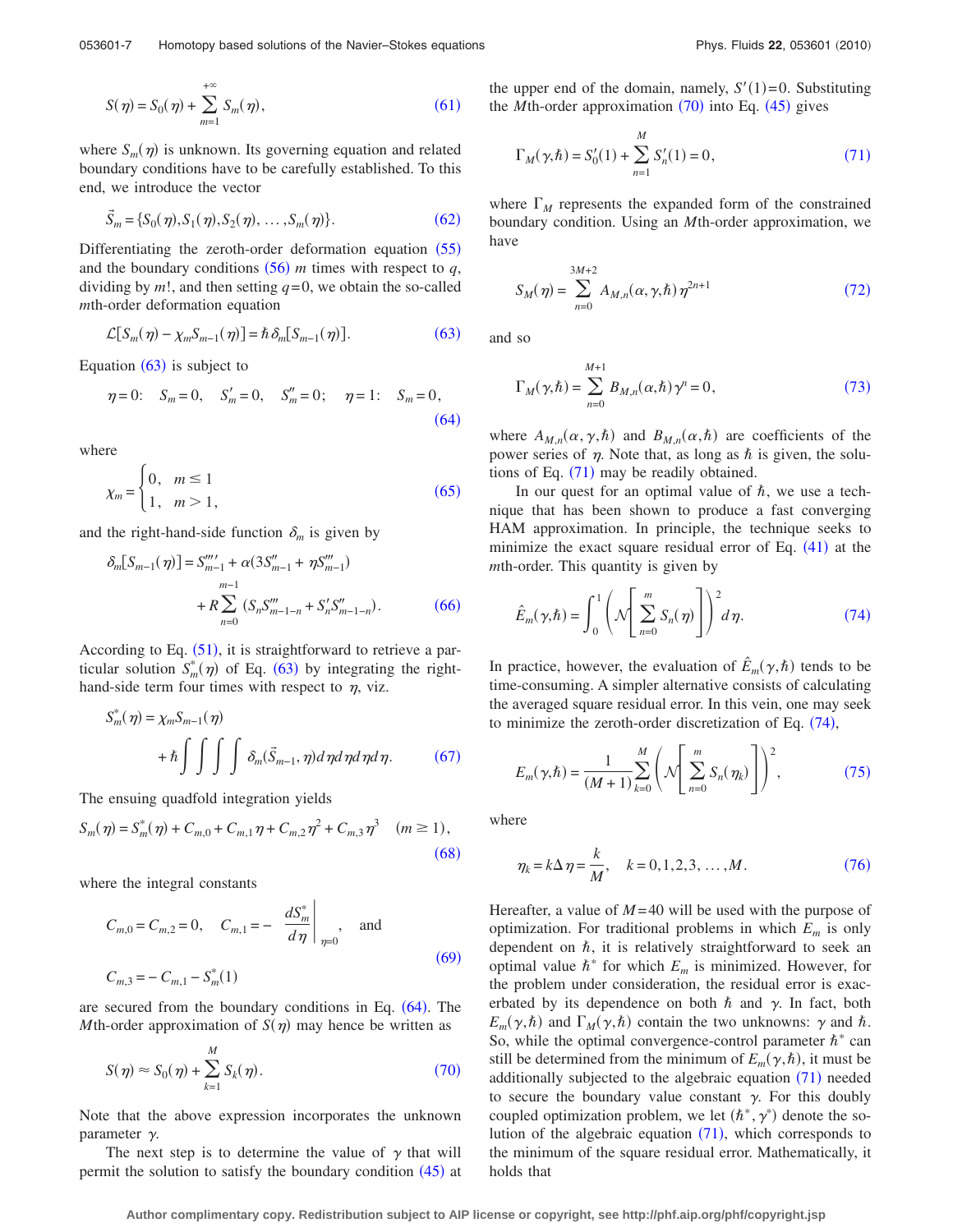$$S(\eta) = S_0(\eta) + \sum_{m=1}^{+\infty} S_m(\eta), \tag{61}$$

where $S_m(\eta)$ is unknown. Its governing equation and related boundary conditions have to be carefully established. To this end, we introduce the vector

$$\vec{S}_m = \{S_0(\eta), S_1(\eta), S_2(\eta), \ldots, S_m(\eta)\}. \tag{62}$$

Differentiating the zeroth-order deformation equation (55) and the boundary conditions (56) $m$ times with respect to $q$, dividing by $m!$, and then setting $q=0$, we obtain the so-called $m$th-order deformation equation

$$\mathcal{L}[S_m(\eta) - \chi_m S_{m-1}(\eta)] = \hbar \delta_m[S_{m-1}(\eta)]. \tag{63}$$

Equation (63) is subject to

$$\eta = 0: \quad S_m = 0, \quad S'_m = 0, \quad S''_m = 0; \quad \eta = 1: \quad S_m = 0, \tag{64}$$

where

$$\chi_m = \begin{cases} 0, & m \le 1 \\ 1, & m > 1, \end{cases} \tag{65}$$

and the right-hand-side function $\delta_m$ is given by

$$\delta_m[S_{m-1}(\eta)] = S''''_{m-1} + \alpha(3S''_{m-1} + \eta S'''_{m-1}) + R\sum_{n=0}^{m-1} (S_n S'''_{m-1-n} + S'_n S''_{m-1-n}). \tag{66}$$

According to Eq. (51), it is straightforward to retrieve a particular solution $S_m^*(\eta)$ of Eq. (63) by integrating the right-hand-side term four times with respect to $\eta$, viz.

$$S_m^*(\eta) = \chi_m S_{m-1}(\eta) + \hbar \int\int\int\int \delta_m(\vec{S}_{m-1}, \eta) d\eta d\eta d\eta d\eta. \tag{67}$$

The ensuing quadfold integration yields

$$S_m(\eta) = S_m^*(\eta) + C_{m,0} + C_{m,1}\eta + C_{m,2}\eta^2 + C_{m,3}\eta^3 \quad (m \ge 1), \tag{68}$$

where the integral constants

$$C_{m,0} = C_{m,2} = 0, \quad C_{m,1} = -\left.\frac{dS_m^*}{d\eta}\right|_{\eta=0}, \quad \text{and}$$
$$C_{m,3} = -C_{m,1} - S_m^*(1) \tag{69}$$

are secured from the boundary conditions in Eq. (64). The $M$th-order approximation of $S(\eta)$ may hence be written as

$$S(\eta) \approx S_0(\eta) + \sum_{k=1}^{M} S_k(\eta). \tag{70}$$

Note that the above expression incorporates the unknown parameter $\gamma$.

The next step is to determine the value of $\gamma$ that will permit the solution to satisfy the boundary condition (45) at the upper end of the domain, namely, $S'(1)=0$. Substituting the $M$th-order approximation (70) into Eq. (45) gives

$$\Gamma_M(\gamma, \hbar) = S'_0(1) + \sum_{n=1}^{M} S'_n(1) = 0, \tag{71}$$

where $\Gamma_M$ represents the expanded form of the constrained boundary condition. Using an $M$th-order approximation, we have

$$S_M(\eta) = \sum_{n=0}^{3M+2} A_{M,n}(\alpha, \gamma, \hbar)\eta^{2n+1} \tag{72}$$

and so

$$\Gamma_M(\gamma, \hbar) = \sum_{n=0}^{M+1} B_{M,n}(\alpha, \hbar)\gamma^n = 0, \tag{73}$$

where $A_{M,n}(\alpha, \gamma, \hbar)$ and $B_{M,n}(\alpha, \hbar)$ are coefficients of the power series of $\eta$. Note that, as long as $\hbar$ is given, the solutions of Eq. (71) may be readily obtained.

In our quest for an optimal value of $\hbar$, we use a technique that has been shown to produce a fast converging HAM approximation. In principle, the technique seeks to minimize the exact square residual error of Eq. (41) at the $m$th-order. This quantity is given by

$$\hat{E}_m(\gamma, \hbar) = \int_0^1 \left(\mathcal{N}\left[\sum_{n=0}^{m} S_n(\eta)\right]\right)^2 d\eta. \tag{74}$$

In practice, however, the evaluation of $\hat{E}_m(\gamma, \hbar)$ tends to be time-consuming. A simpler alternative consists of calculating the averaged square residual error. In this vein, one may seek to minimize the zeroth-order discretization of Eq. (74),

$$E_m(\gamma, \hbar) = \frac{1}{(M+1)}\sum_{k=0}^{M} \left(\mathcal{N}\left[\sum_{n=0}^{m} S_n(\eta_k)\right]\right)^2, \tag{75}$$

where

$$\eta_k = k\Delta\eta = \frac{k}{M}, \quad k = 0, 1, 2, 3, \ldots, M. \tag{76}$$

Hereafter, a value of $M=40$ will be used with the purpose of optimization. For traditional problems in which $E_m$ is only dependent on $\hbar$, it is relatively straightforward to seek an optimal value $\hbar^*$ for which $E_m$ is minimized. However, for the problem under consideration, the residual error is exacerbated by its dependence on both $\hbar$ and $\gamma$. In fact, both $E_m(\gamma, \hbar)$ and $\Gamma_M(\gamma, \hbar)$ contain the two unknowns: $\gamma$ and $\hbar$. So, while the optimal convergence-control parameter $\hbar^*$ can still be determined from the minimum of $E_m(\gamma, \hbar)$, it must be additionally subjected to the algebraic equation (71) needed to secure the boundary value constant $\gamma$. For this doubly coupled optimization problem, we let $(\hbar^*, \gamma^*)$ denote the solution of the algebraic equation (71), which corresponds to the minimum of the square residual error. Mathematically, it holds that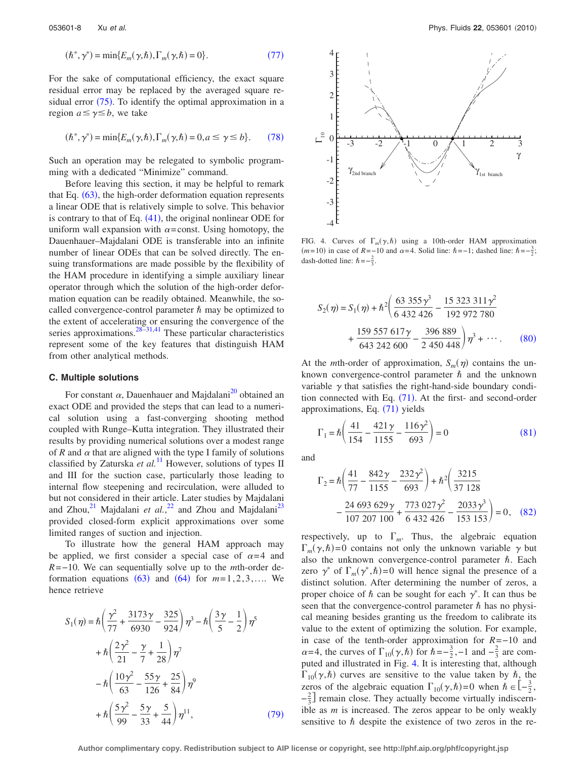$$(\hbar^*, \gamma^*) = \min\{E_m(\gamma,\hbar), \Gamma_m(\gamma,\hbar) = 0\}. \tag{77}$$

For the sake of computational efficiency, the exact square residual error may be replaced by the averaged square residual error (75). To identify the optimal approximation in a region $a \le \gamma \le b$, we take

$$(\hbar^*, \gamma^*) = \min\{E_m(\gamma,\hbar), \Gamma_m(\gamma,\hbar) = 0, a \le \gamma \le b\}. \tag{78}$$

Such an operation may be relegated to symbolic programming with a dedicated "Minimize" command.

Before leaving this section, it may be helpful to remark that Eq. (63), the high-order deformation equation represents a linear ODE that is relatively simple to solve. This behavior is contrary to that of Eq. (41), the original nonlinear ODE for uniform wall expansion with $\alpha$=const. Using homotopy, the Dauenhauer–Majdalani ODE is transferable into an infinite number of linear ODEs that can be solved directly. The ensuing transformations are made possible by the flexibility of the HAM procedure in identifying a simple auxiliary linear operator through which the solution of the high-order deformation equation can be readily obtained. Meanwhile, the so-called convergence-control parameter $\hbar$ may be optimized to the extent of accelerating or ensuring the convergence of the series approximations.[28–31,41] These particular characteristics represent some of the key features that distinguish HAM from other analytical methods.

### C. Multiple solutions

For constant $\alpha$, Dauenhauer and Majdalani[20] obtained an exact ODE and provided the steps that can lead to a numerical solution using a fast-converging shooting method coupled with Runge–Kutta integration. They illustrated their results by providing numerical solutions over a modest range of $R$ and $\alpha$ that are aligned with the type I family of solutions classified by Zaturska *et al.*[11] However, solutions of types II and III for the suction case, particularly those leading to internal flow steepening and recirculation, were alluded to but not considered in their article. Later studies by Majdalani and Zhou,[21] Majdalani *et al.*,[22] and Zhou and Majdalani[23] provided closed-form explicit approximations over some limited ranges of suction and injection.

To illustrate how the general HAM approach may be applied, we first consider a special case of $\alpha=4$ and $R=-10$. We can sequentially solve up to the $m$th-order deformation equations (63) and (64) for $m=1,2,3,\ldots$. We hence retrieve

$$\begin{aligned}S_1(\eta) &= \hbar\left(\frac{\gamma^2}{77} + \frac{3173\gamma}{6930} - \frac{325}{924}\right)\eta^3 - \hbar\left(\frac{3\gamma}{5} - \frac{1}{2}\right)\eta^5 \\ &\quad + \hbar\left(\frac{2\gamma^2}{21} - \frac{\gamma}{7} + \frac{1}{28}\right)\eta^7 \\ &\quad - \hbar\left(\frac{10\gamma^2}{63} - \frac{55\gamma}{126} + \frac{25}{84}\right)\eta^9 \\ &\quad + \hbar\left(\frac{5\gamma^2}{99} - \frac{5\gamma}{33} + \frac{5}{44}\right)\eta^{11},\end{aligned} \tag{79}$$

FIG. 4. Curves of $\Gamma_m(\gamma,\hbar)$ using a 10th-order HAM approximation ($m=10$) in case of $R=-10$ and $\alpha=4$. Solid line: $\hbar=-1$; dashed line: $\hbar=-\frac{3}{2}$; dash-dotted line: $\hbar=-\frac{2}{3}$.

$$\begin{aligned}S_2(\eta) &= S_1(\eta) + \hbar^2\left(\frac{63\,355\gamma^3}{6\,432\,426} - \frac{15\,323\,311\gamma^2}{192\,972\,780}\right. \\ &\quad \left. + \frac{159\,557\,617\gamma}{643\,242\,600} - \frac{396\,889}{2\,450\,448}\right)\eta^3 + \cdots.\end{aligned} \tag{80}$$

At the $m$th-order of approximation, $S_m(\eta)$ contains the unknown convergence-control parameter $\hbar$ and the unknown variable $\gamma$ that satisfies the right-hand-side boundary condition connected with Eq. (71). At the first- and second-order approximations, Eq. (71) yields

$$\Gamma_1 = \hbar\left(\frac{41}{154} - \frac{421\gamma}{1155} - \frac{116\gamma^2}{693}\right) = 0 \tag{81}$$

and

$$\begin{aligned}\Gamma_2 &= \hbar\left(\frac{41}{77} - \frac{842\gamma}{1155} - \frac{232\gamma^2}{693}\right) + \hbar^2\left(\frac{3215}{37\,128}\right. \\ &\quad \left. - \frac{24\,693\,629\gamma}{107\,207\,100} + \frac{773\,027\gamma^2}{6\,432\,426} - \frac{2033\gamma^3}{153\,153}\right) = 0,\end{aligned} \tag{82}$$

respectively, up to $\Gamma_m$. Thus, the algebraic equation $\Gamma_m(\gamma,\hbar)=0$ contains not only the unknown variable $\gamma$ but also the unknown convergence-control parameter $\hbar$. Each zero $\gamma^*$ of $\Gamma_m(\gamma^*,\hbar)=0$ will hence signal the presence of a distinct solution. After determining the number of zeros, a proper choice of $\hbar$ can be sought for each $\gamma^*$. It can thus be seen that the convergence-control parameter $\hbar$ has no physical meaning besides granting us the freedom to calibrate its value to the extent of optimizing the solution. For example, in case of the tenth-order approximation for $R=-10$ and $\alpha=4$, the curves of $\Gamma_{10}(\gamma,\hbar)$ for $\hbar=-\frac{3}{2},-1$ and $-\frac{2}{3}$ are computed and illustrated in Fig. 4. It is interesting that, although $\Gamma_{10}(\gamma,\hbar)$ curves are sensitive to the value taken by $\hbar$, the zeros of the algebraic equation $\Gamma_{10}(\gamma,\hbar)=0$ when $\hbar \in [-\frac{3}{2}, -\frac{2}{3}]$ remain close. They actually become virtually indiscernible as $m$ is increased. The zeros appear to be only weakly sensitive to $\hbar$ despite the existence of two zeros in the re-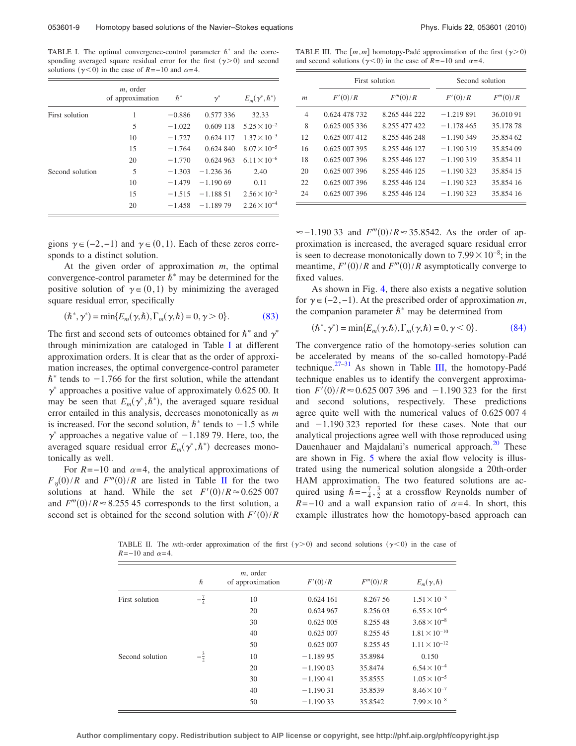TABLE I. The optimal convergence-control parameter $\hbar^*$ and the corresponding averaged square residual error for the first ($\gamma>0$) and second solutions ($\gamma<0$) in the case of $R=-10$ and $\alpha=4$.

| | $m$, order of approximation | $\hbar^*$ | $\gamma^*$ | $E_m(\gamma^*,\hbar^*)$ |
|---|---|---|---|---|
| First solution | 1 | $-0.886$ | 0.577 336 | 32.33 |
| | 5 | $-1.022$ | 0.609 118 | $5.25\times10^{-2}$ |
| | 10 | $-1.727$ | 0.624 117 | $1.37\times10^{-3}$ |
| | 15 | $-1.764$ | 0.624 840 | $8.07\times10^{-5}$ |
| | 20 | $-1.770$ | 0.624 963 | $6.11\times10^{-6}$ |
| Second solution | 5 | $-1.303$ | $-1.236\,36$ | 2.40 |
| | 10 | $-1.479$ | $-1.190\,69$ | 0.11 |
| | 15 | $-1.515$ | $-1.188\,51$ | $2.56\times10^{-2}$ |
| | 20 | $-1.458$ | $-1.189\,79$ | $2.26\times10^{-4}$ |

gions $\gamma\in(-2,-1)$ and $\gamma\in(0,1)$. Each of these zeros corresponds to a distinct solution.

At the given order of approximation $m$, the optimal convergence-control parameter $\hbar^*$ may be determined for the positive solution of $\gamma\in(0,1)$ by minimizing the averaged square residual error, specifically

$$(\hbar^*,\gamma^*)=\min\{E_m(\gamma,\hbar),\Gamma_m(\gamma,\hbar)=0,\gamma>0\}. \tag{83}$$

The first and second sets of outcomes obtained for $\hbar^*$ and $\gamma^*$ through minimization are cataloged in Table I at different approximation orders. It is clear that as the order of approximation increases, the optimal convergence-control parameter $\hbar^*$ tends to $-1.766$ for the first solution, while the attendant $\gamma^*$ approaches a positive value of approximately 0.625 00. It may be seen that $E_m(\gamma^*,\hbar^*)$, the averaged square residual error entailed in this analysis, decreases monotonically as $m$ is increased. For the second solution, $\hbar^*$ tends to $-1.5$ while $\gamma^*$ approaches a negative value of $-1.189$ 79. Here, too, the averaged square residual error $E_m(\gamma^*,\hbar^*)$ decreases monotonically as well.

For $R=-10$ and $\alpha=4$, the analytical approximations of $F_\eta(0)/R$ and $F'''(0)/R$ are listed in Table II for the two solutions at hand. While the set $F'(0)/R\approx0.625$ 007 and $F'''(0)/R\approx8.255$ 45 corresponds to the first solution, a second set is obtained for the second solution with $F'(0)/R\approx-1.190$ 33 and $F'''(0)/R\approx35.8542$. As the order of approximation is increased, the averaged square residual error is seen to decrease monotonically down to $7.99\times10^{-8}$; in the meantime, $F'(0)/R$ and $F'''(0)/R$ asymptotically converge to fixed values.

As shown in Fig. 4, there also exists a negative solution for $\gamma\in(-2,-1)$. At the prescribed order of approximation $m$, the companion parameter $\hbar^*$ may be determined from

$$(\hbar^*,\gamma^*)=\min\{E_m(\gamma,\hbar),\Gamma_m(\gamma,\hbar)=0,\gamma<0\}. \tag{84}$$

The convergence ratio of the homotopy-series solution can be accelerated by means of the so-called homotopy-Padé technique.[27–31] As shown in Table III, the homotopy-Padé technique enables us to identify the convergent approximation $F'(0)/R\approx0.625$ 007 396 and $-1.190$ 323 for the first and second solutions, respectively. These predictions agree quite well with the numerical values of 0.625 007 4 and $-1.190$ 323 reported for these cases. Note that our analytical projections agree well with those reproduced using Dauenhauer and Majdalani's numerical approach.[20] These are shown in Fig. 5 where the axial flow velocity is illustrated using the numerical solution alongside a 20th-order HAM approximation. The two featured solutions are acquired using $\hbar=-\frac{7}{4},\frac{3}{2}$ at a crossflow Reynolds number of $R=-10$ and a wall expansion ratio of $\alpha=4$. In short, this example illustrates how the homotopy-based approach can

TABLE III. The $[m,m]$ homotopy-Padé approximation of the first ($\gamma>0$) and second solutions ($\gamma<0$) in the case of $R=-10$ and $\alpha=4$.

| | First solution | | Second solution | |
|---|---|---|---|---|
| $m$ | $F'(0)/R$ | $F'''(0)/R$ | $F'(0)/R$ | $F'''(0)/R$ |
| 4 | 0.624 478 732 | 8.265 444 222 | $-1.219\,891$ | 36.010 91 |
| 8 | 0.625 005 336 | 8.255 477 422 | $-1.178\,465$ | 35.178 78 |
| 12 | 0.625 007 412 | 8.255 446 248 | $-1.190\,349$ | 35.854 62 |
| 16 | 0.625 007 395 | 8.255 446 127 | $-1.190\,319$ | 35.854 09 |
| 18 | 0.625 007 396 | 8.255 446 127 | $-1.190\,319$ | 35.854 11 |
| 20 | 0.625 007 396 | 8.255 446 125 | $-1.190\,323$ | 35.854 15 |
| 22 | 0.625 007 396 | 8.255 446 124 | $-1.190\,323$ | 35.854 16 |
| 24 | 0.625 007 396 | 8.255 446 124 | $-1.190\,323$ | 35.854 16 |

TABLE II. The $m$th-order approximation of the first ($\gamma>0$) and second solutions ($\gamma<0$) in the case of $R=-10$ and $\alpha=4$.

| | $\hbar$ | $m$, order of approximation | $F'(0)/R$ | $F'''(0)/R$ | $E_m(\gamma,\hbar)$ |
|---|---|---|---|---|---|
| First solution | $-\frac{7}{4}$ | 10 | 0.624 161 | 8.267 56 | $1.51\times10^{-3}$ |
| | | 20 | 0.624 967 | 8.256 03 | $6.55\times10^{-6}$ |
| | | 30 | 0.625 005 | 8.255 48 | $3.68\times10^{-8}$ |
| | | 40 | 0.625 007 | 8.255 45 | $1.81\times10^{-10}$ |
| | | 50 | 0.625 007 | 8.255 45 | $1.11\times10^{-12}$ |
| Second solution | $-\frac{3}{2}$ | 10 | $-1.189\,95$ | 35.8984 | 0.150 |
| | | 20 | $-1.190\,03$ | 35.8474 | $6.54\times10^{-4}$ |
| | | 30 | $-1.190\,41$ | 35.8555 | $1.05\times10^{-5}$ |
| | | 40 | $-1.190\,31$ | 35.8539 | $8.46\times10^{-7}$ |
| | | 50 | $-1.190\,33$ | 35.8542 | $7.99\times10^{-8}$ |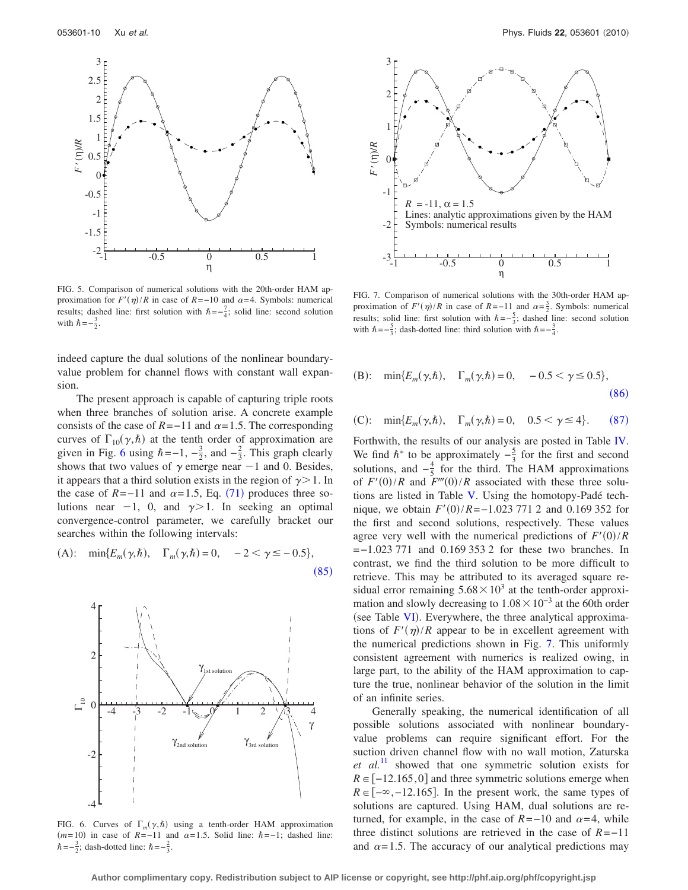FIG. 5. Comparison of numerical solutions with the 20th-order HAM approximation for $F'(\eta)/R$ in case of $R=-10$ and $\alpha=4$. Symbols: numerical results; dashed line: first solution with $\hbar=-\frac{7}{4}$; solid line: second solution with $\hbar=-\frac{3}{2}$.

FIG. 7. Comparison of numerical solutions with the 30th-order HAM approximation of $F'(\eta)/R$ in case of $R=-11$ and $\alpha=\frac{3}{2}$. Symbols: numerical results; solid line: first solution with $\hbar=-\frac{5}{3}$; dashed line: second solution with $\hbar=-\frac{5}{3}$; dash-dotted line: third solution with $\hbar=-\frac{3}{4}$.

indeed capture the dual solutions of the nonlinear boundary-value problem for channel flows with constant wall expansion.

The present approach is capable of capturing triple roots when three branches of solution arise. A concrete example consists of the case of $R=-11$ and $\alpha=1.5$. The corresponding curves of $\Gamma_{10}(\gamma,\hbar)$ at the tenth order of approximation are given in Fig. 6 using $\hbar=-1$, $-\frac{3}{2}$, and $-\frac{2}{3}$. This graph clearly shows that two values of $\gamma$ emerge near $-1$ and 0. Besides, it appears that a third solution exists in the region of $\gamma>1$. In the case of $R=-11$ and $\alpha=1.5$, Eq. (71) produces three solutions near $-1$, 0, and $\gamma>1$. In seeking an optimal convergence-control parameter, we carefully bracket our searches within the following intervals:

$$\text{(A):} \quad \min\{E_m(\gamma,\hbar), \quad \Gamma_m(\gamma,\hbar)=0, \quad -2<\gamma\leq -0.5\}, \tag{85}$$

FIG. 6. Curves of $\Gamma_m(\gamma,\hbar)$ using a tenth-order HAM approximation ($m=10$) in case of $R=-11$ and $\alpha=1.5$. Solid line: $\hbar=-1$; dashed line: $\hbar=-\frac{3}{2}$; dash-dotted line: $\hbar=-\frac{2}{3}$.

$$\text{(B):} \quad \min\{E_m(\gamma,\hbar), \quad \Gamma_m(\gamma,\hbar)=0, \quad -0.5<\gamma\leq 0.5\}, \tag{86}$$

$$\text{(C):} \quad \min\{E_m(\gamma,\hbar), \quad \Gamma_m(\gamma,\hbar)=0, \quad 0.5<\gamma\leq 4\}. \tag{87}$$

Forthwith, the results of our analysis are posted in Table IV. We find $\hbar^*$ to be approximately $-\frac{5}{3}$ for the first and second solutions, and $-\frac{4}{5}$ for the third. The HAM approximations of $F'(0)/R$ and $F'''(0)/R$ associated with these three solutions are listed in Table V. Using the homotopy-Padé technique, we obtain $F'(0)/R=-1.023\,771\,2$ and $0.169\,352$ for the first and second solutions, respectively. These values agree very well with the numerical predictions of $F'(0)/R=-1.023\,771$ and $0.169\,353\,2$ for these two branches. In contrast, we find the third solution to be more difficult to retrieve. This may be attributed to its averaged square residual error remaining $5.68\times 10^{3}$ at the tenth-order approximation and slowly decreasing to $1.08\times 10^{-3}$ at the 60th order (see Table VI). Everywhere, the three analytical approximations of $F'(\eta)/R$ appear to be in excellent agreement with the numerical predictions shown in Fig. 7. This uniformly consistent agreement with numerics is realized owing, in large part, to the ability of the HAM approximation to capture the true, nonlinear behavior of the solution in the limit of an infinite series.

Generally speaking, the numerical identification of all possible solutions associated with nonlinear boundary-value problems can require significant effort. For the suction driven channel flow with no wall motion, Zaturska *et al.*[11] showed that one symmetric solution exists for $R\in[-12.165,0]$ and three symmetric solutions emerge when $R\in[-\infty,-12.165]$. In the present work, the same types of solutions are captured. Using HAM, dual solutions are returned, for example, in the case of $R=-10$ and $\alpha=4$, while three distinct solutions are retrieved in the case of $R=-11$ and $\alpha=1.5$. The accuracy of our analytical predictions may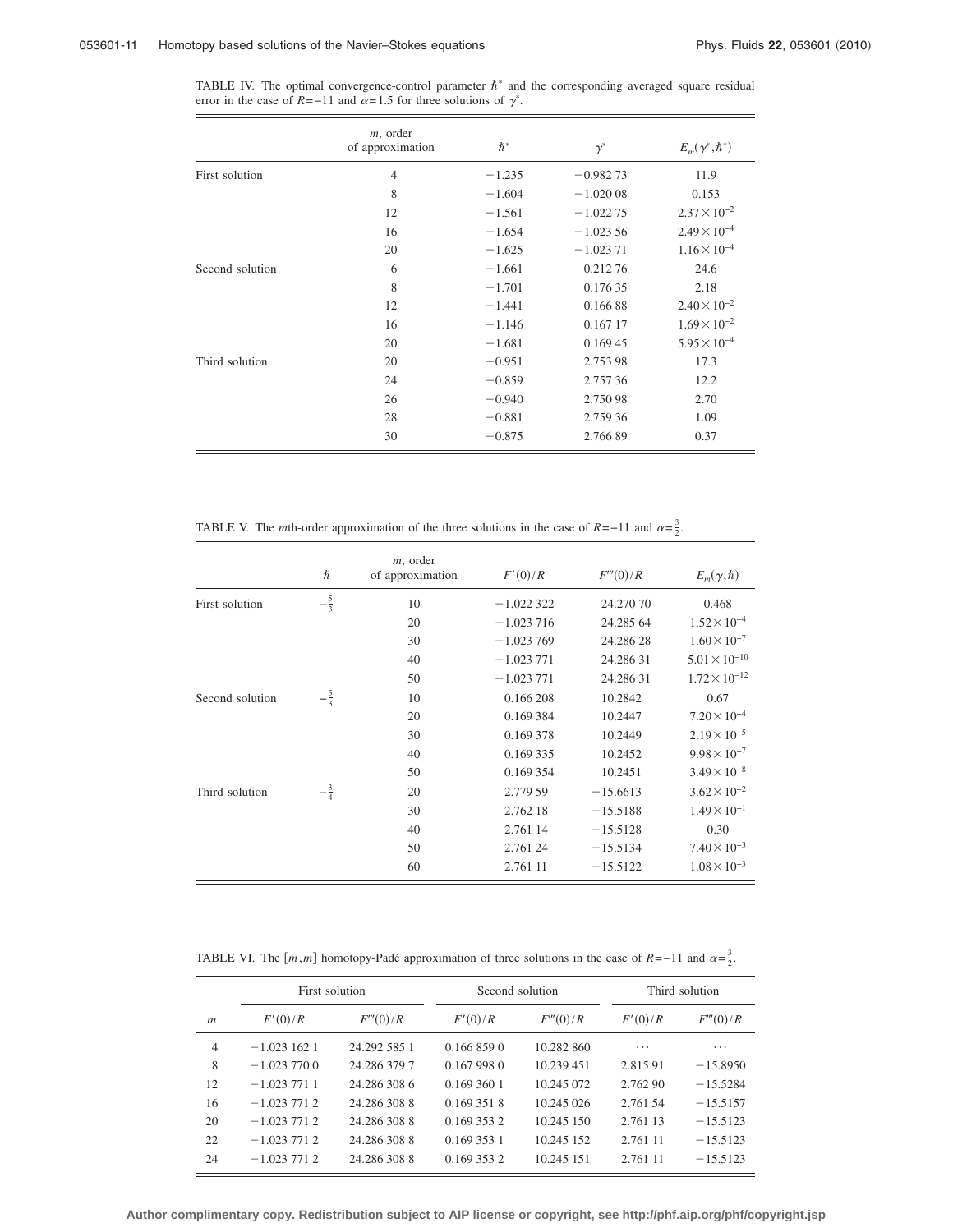TABLE IV. The optimal convergence-control parameter $\hbar^*$ and the corresponding averaged square residual error in the case of $R=-11$ and $\alpha=1.5$ for three solutions of $\gamma^*$.

| | $m$, order of approximation | $\hbar^*$ | $\gamma^*$ | $E_m(\gamma^*,\hbar^*)$ |
|---|---|---|---|---|
| First solution | 4 | −1.235 | −0.982 73 | 11.9 |
| | 8 | −1.604 | −1.020 08 | 0.153 |
| | 12 | −1.561 | −1.022 75 | $2.37\times10^{-2}$ |
| | 16 | −1.654 | −1.023 56 | $2.49\times10^{-4}$ |
| | 20 | −1.625 | −1.023 71 | $1.16\times10^{-4}$ |
| Second solution | 6 | −1.661 | 0.212 76 | 24.6 |
| | 8 | −1.701 | 0.176 35 | 2.18 |
| | 12 | −1.441 | 0.166 88 | $2.40\times10^{-2}$ |
| | 16 | −1.146 | 0.167 17 | $1.69\times10^{-2}$ |
| | 20 | −1.681 | 0.169 45 | $5.95\times10^{-4}$ |
| Third solution | 20 | −0.951 | 2.753 98 | 17.3 |
| | 24 | −0.859 | 2.757 36 | 12.2 |
| | 26 | −0.940 | 2.750 98 | 2.70 |
| | 28 | −0.881 | 2.759 36 | 1.09 |
| | 30 | −0.875 | 2.766 89 | 0.37 |

TABLE V. The $m$th-order approximation of the three solutions in the case of $R=-11$ and $\alpha=\frac{3}{2}$.

| | $\hbar$ | $m$, order of approximation | $F'(0)/R$ | $F'''(0)/R$ | $E_m(\gamma,\hbar)$ |
|---|---|---|---|---|---|
| First solution | $-\frac{5}{3}$ | 10 | −1.022 322 | 24.270 70 | 0.468 |
| | | 20 | −1.023 716 | 24.285 64 | $1.52\times10^{-4}$ |
| | | 30 | −1.023 769 | 24.286 28 | $1.60\times10^{-7}$ |
| | | 40 | −1.023 771 | 24.286 31 | $5.01\times10^{-10}$ |
| | | 50 | −1.023 771 | 24.286 31 | $1.72\times10^{-12}$ |
| Second solution | $-\frac{5}{3}$ | 10 | 0.166 208 | 10.2842 | 0.67 |
| | | 20 | 0.169 384 | 10.2447 | $7.20\times10^{-4}$ |
| | | 30 | 0.169 378 | 10.2449 | $2.19\times10^{-5}$ |
| | | 40 | 0.169 335 | 10.2452 | $9.98\times10^{-7}$ |
| | | 50 | 0.169 354 | 10.2451 | $3.49\times10^{-8}$ |
| Third solution | $-\frac{3}{4}$ | 20 | 2.779 59 | −15.6613 | $3.62\times10^{+2}$ |
| | | 30 | 2.762 18 | −15.5188 | $1.49\times10^{+1}$ |
| | | 40 | 2.761 14 | −15.5128 | 0.30 |
| | | 50 | 2.761 24 | −15.5134 | $7.40\times10^{-3}$ |
| | | 60 | 2.761 11 | −15.5122 | $1.08\times10^{-3}$ |

TABLE VI. The $[m,m]$ homotopy-Padé approximation of three solutions in the case of $R=-11$ and $\alpha=\frac{3}{2}$.

| | First solution | | Second solution | | Third solution | |
|---|---|---|---|---|---|---|
| $m$ | $F'(0)/R$ | $F'''(0)/R$ | $F'(0)/R$ | $F'''(0)/R$ | $F'(0)/R$ | $F'''(0)/R$ |
| 4 | −1.023 162 1 | 24.292 585 1 | 0.166 859 0 | 10.282 860 | ⋯ | ⋯ |
| 8 | −1.023 770 0 | 24.286 379 7 | 0.167 998 0 | 10.239 451 | 2.815 91 | −15.8950 |
| 12 | −1.023 771 1 | 24.286 308 6 | 0.169 360 1 | 10.245 072 | 2.762 90 | −15.5284 |
| 16 | −1.023 771 2 | 24.286 308 8 | 0.169 351 8 | 10.245 026 | 2.761 54 | −15.5157 |
| 20 | −1.023 771 2 | 24.286 308 8 | 0.169 353 2 | 10.245 150 | 2.761 13 | −15.5123 |
| 22 | −1.023 771 2 | 24.286 308 8 | 0.169 353 1 | 10.245 152 | 2.761 11 | −15.5123 |
| 24 | −1.023 771 2 | 24.286 308 8 | 0.169 353 2 | 10.245 151 | 2.761 11 | −15.5123 |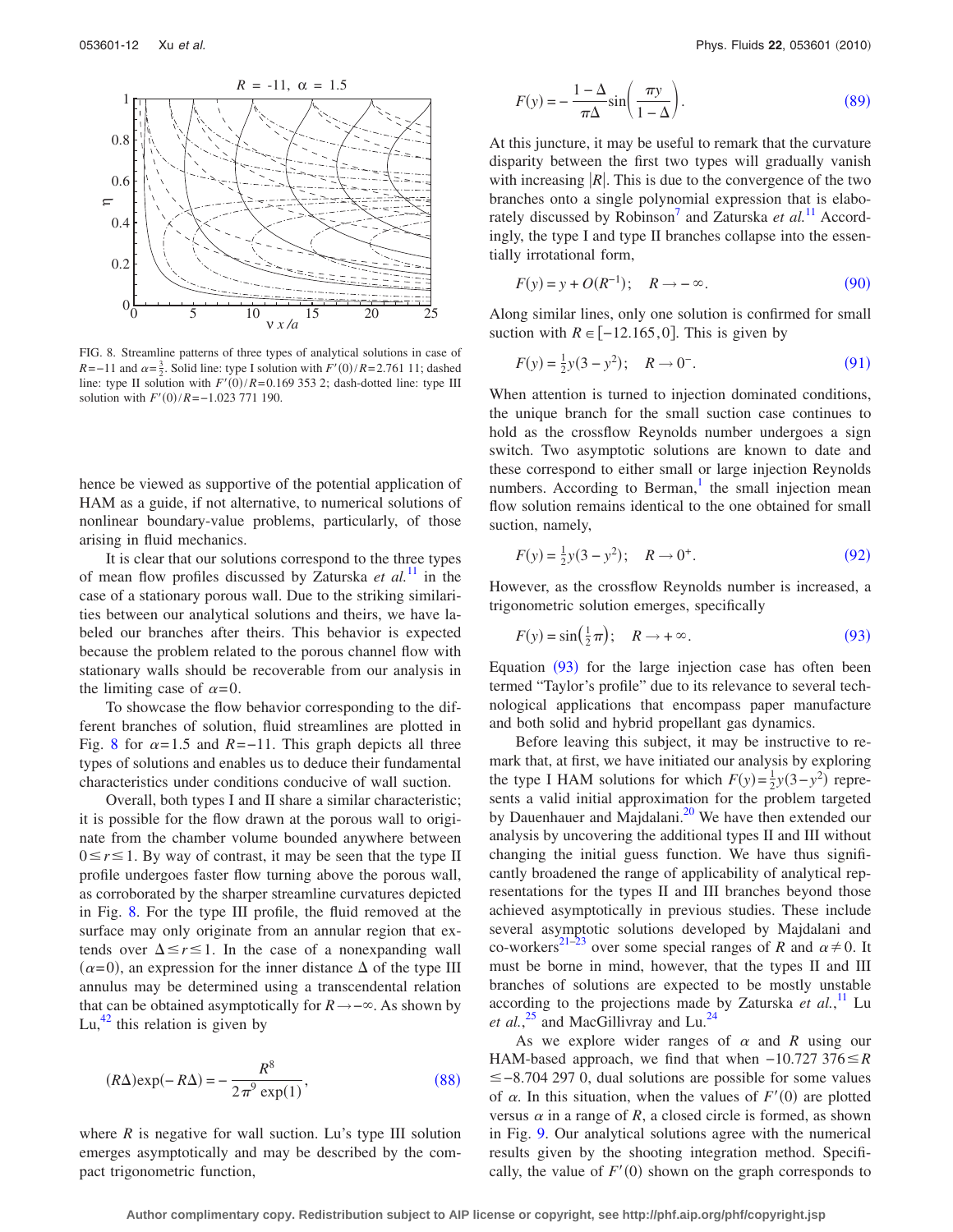FIG. 8. Streamline patterns of three types of analytical solutions in case of $R=-11$ and $\alpha=\frac{3}{2}$. Solid line: type I solution with $F'(0)/R=2.761\,11$; dashed line: type II solution with $F'(0)/R=0.169\,353\,2$; dash-dotted line: type III solution with $F'(0)/R=-1.023\,771\,190$.

hence be viewed as supportive of the potential application of HAM as a guide, if not alternative, to numerical solutions of nonlinear boundary-value problems, particularly, of those arising in fluid mechanics.

It is clear that our solutions correspond to the three types of mean flow profiles discussed by Zaturska *et al.*[11] in the case of a stationary porous wall. Due to the striking similarities between our analytical solutions and theirs, we have labeled our branches after theirs. This behavior is expected because the problem related to the porous channel flow with stationary walls should be recoverable from our analysis in the limiting case of $\alpha=0$.

To showcase the flow behavior corresponding to the different branches of solution, fluid streamlines are plotted in Fig. 8 for $\alpha=1.5$ and $R=-11$. This graph depicts all three types of solutions and enables us to deduce their fundamental characteristics under conditions conducive of wall suction.

Overall, both types I and II share a similar characteristic; it is possible for the flow drawn at the porous wall to originate from the chamber volume bounded anywhere between $0\le r\le 1$. By way of contrast, it may be seen that the type II profile undergoes faster flow turning above the porous wall, as corroborated by the sharper streamline curvatures depicted in Fig. 8. For the type III profile, the fluid removed at the surface may only originate from an annular region that extends over $\Delta\le r\le 1$. In the case of a nonexpanding wall $(\alpha=0)$, an expression for the inner distance $\Delta$ of the type III annulus may be determined using a transcendental relation that can be obtained asymptotically for $R\to-\infty$. As shown by Lu,[42] this relation is given by

$$(R\Delta)\exp(-R\Delta) = -\frac{R^8}{2\pi^9\exp(1)}, \tag{88}$$

where $R$ is negative for wall suction. Lu's type III solution emerges asymptotically and may be described by the compact trigonometric function,

$$F(y) = -\frac{1-\Delta}{\pi\Delta}\sin\left(\frac{\pi y}{1-\Delta}\right). \tag{89}$$

At this juncture, it may be useful to remark that the curvature disparity between the first two types will gradually vanish with increasing $|R|$. This is due to the convergence of the two branches onto a single polynomial expression that is elaborately discussed by Robinson[7] and Zaturska *et al.*[11] Accordingly, the type I and type II branches collapse into the essentially irrotational form,

$$F(y) = y + O(R^{-1}); \quad R\to-\infty. \tag{90}$$

Along similar lines, only one solution is confirmed for small suction with $R\in[-12.165,0]$. This is given by

$$F(y) = \tfrac{1}{2}y(3-y^2); \quad R\to 0^-. \tag{91}$$

When attention is turned to injection dominated conditions, the unique branch for the small suction case continues to hold as the crossflow Reynolds number undergoes a sign switch. Two asymptotic solutions are known to date and these correspond to either small or large injection Reynolds numbers. According to Berman,[1] the small injection mean flow solution remains identical to the one obtained for small suction, namely,

$$F(y) = \tfrac{1}{2}y(3-y^2); \quad R\to 0^+. \tag{92}$$

However, as the crossflow Reynolds number is increased, a trigonometric solution emerges, specifically

$$F(y) = \sin\left(\tfrac{1}{2}\pi\right); \quad R\to+\infty. \tag{93}$$

Equation (93) for the large injection case has often been termed "Taylor's profile" due to its relevance to several technological applications that encompass paper manufacture and both solid and hybrid propellant gas dynamics.

Before leaving this subject, it may be instructive to remark that, at first, we have initiated our analysis by exploring the type I HAM solutions for which $F(y)=\frac{1}{2}y(3-y^2)$ represents a valid initial approximation for the problem targeted by Dauenhauer and Majdalani.[20] We have then extended our analysis by uncovering the additional types II and III without changing the initial guess function. We have thus significantly broadened the range of applicability of analytical representations for the types II and III branches beyond those achieved asymptotically in previous studies. These include several asymptotic solutions developed by Majdalani and co-workers[21–23] over some special ranges of $R$ and $\alpha\ne 0$. It must be borne in mind, however, that the types II and III branches of solutions are expected to be mostly unstable according to the projections made by Zaturska *et al.*,[11] Lu *et al.*,[25] and MacGillivray and Lu.[24]

As we explore wider ranges of $\alpha$ and $R$ using our HAM-based approach, we find that when $-10.727\,376\le R\le -8.704\,297\,0$, dual solutions are possible for some values of $\alpha$. In this situation, when the values of $F'(0)$ are plotted versus $\alpha$ in a range of $R$, a closed circle is formed, as shown in Fig. 9. Our analytical solutions agree with the numerical results given by the shooting integration method. Specifically, the value of $F'(0)$ shown on the graph corresponds to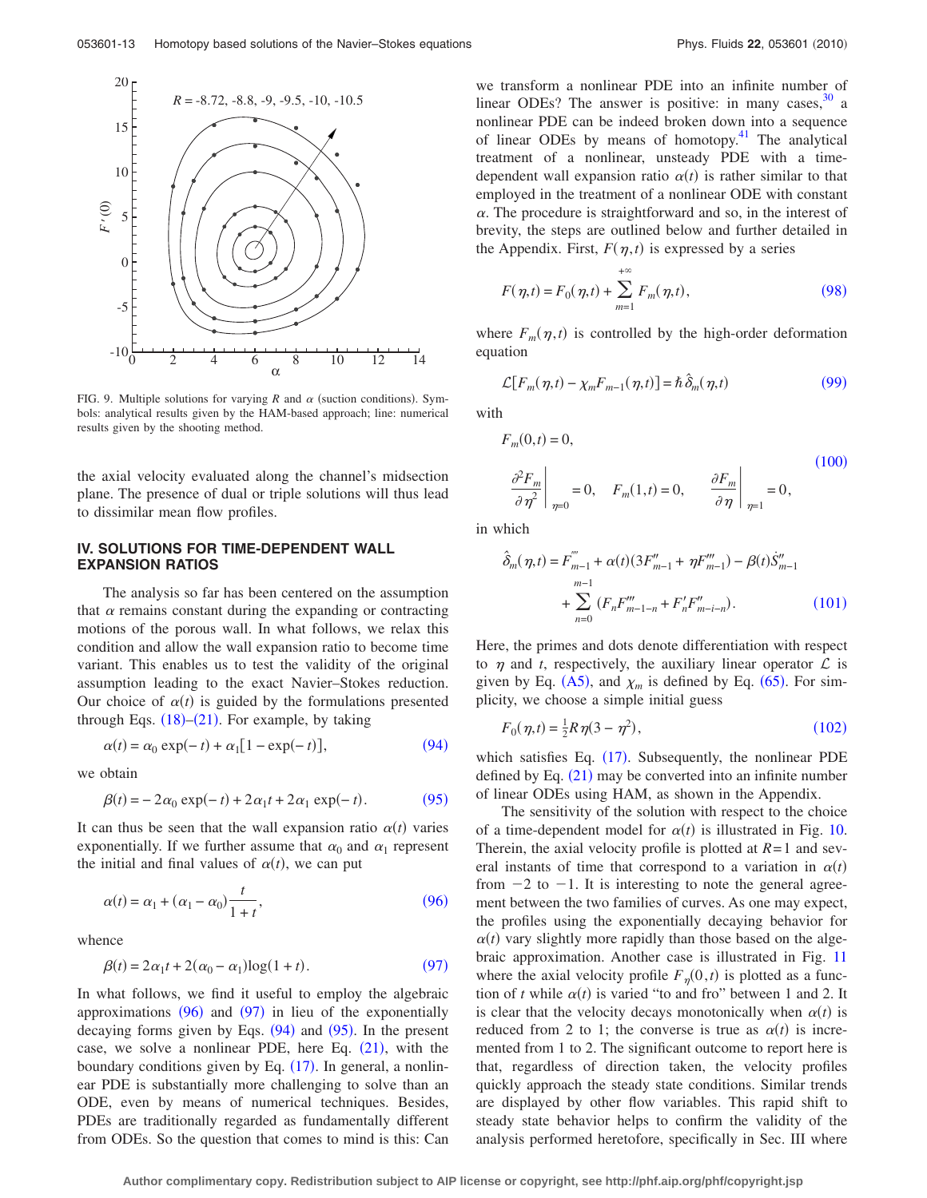FIG. 9. Multiple solutions for varying $R$ and $\alpha$ (suction conditions). Symbols: analytical results given by the HAM-based approach; line: numerical results given by the shooting method.

the axial velocity evaluated along the channel's midsection plane. The presence of dual or triple solutions will thus lead to dissimilar mean flow profiles.

## IV. SOLUTIONS FOR TIME-DEPENDENT WALL EXPANSION RATIOS

The analysis so far has been centered on the assumption that $\alpha$ remains constant during the expanding or contracting motions of the porous wall. In what follows, we relax this condition and allow the wall expansion ratio to become time variant. This enables us to test the validity of the original assumption leading to the exact Navier–Stokes reduction. Our choice of $\alpha(t)$ is guided by the formulations presented through Eqs. (18)–(21). For example, by taking

$$\alpha(t) = \alpha_0 \exp(-t) + \alpha_1[1 - \exp(-t)], \tag{94}$$

we obtain

$$\beta(t) = -2\alpha_0 \exp(-t) + 2\alpha_1 t + 2\alpha_1 \exp(-t). \tag{95}$$

It can thus be seen that the wall expansion ratio $\alpha(t)$ varies exponentially. If we further assume that $\alpha_0$ and $\alpha_1$ represent the initial and final values of $\alpha(t)$, we can put

$$\alpha(t) = \alpha_1 + (\alpha_1 - \alpha_0)\frac{t}{1+t}, \tag{96}$$

whence

$$\beta(t) = 2\alpha_1 t + 2(\alpha_0 - \alpha_1)\log(1+t). \tag{97}$$

In what follows, we find it useful to employ the algebraic approximations (96) and (97) in lieu of the exponentially decaying forms given by Eqs. (94) and (95). In the present case, we solve a nonlinear PDE, here Eq. (21), with the boundary conditions given by Eq. (17). In general, a nonlinear PDE is substantially more challenging to solve than an ODE, even by means of numerical techniques. Besides, PDEs are traditionally regarded as fundamentally different from ODEs. So the question that comes to mind is this: Can we transform a nonlinear PDE into an infinite number of linear ODEs? The answer is positive: in many cases,[30] a nonlinear PDE can be indeed broken down into a sequence of linear ODEs by means of homotopy.[41] The analytical treatment of a nonlinear, unsteady PDE with a time-dependent wall expansion ratio $\alpha(t)$ is rather similar to that employed in the treatment of a nonlinear ODE with constant $\alpha$. The procedure is straightforward and so, in the interest of brevity, the steps are outlined below and further detailed in the Appendix. First, $F(\eta,t)$ is expressed by a series

$$F(\eta,t) = F_0(\eta,t) + \sum_{m=1}^{+\infty} F_m(\eta,t), \tag{98}$$

where $F_m(\eta,t)$ is controlled by the high-order deformation equation

$$\mathcal{L}[F_m(\eta,t) - \chi_m F_{m-1}(\eta,t)] = \hbar \hat{\delta}_m(\eta,t) \tag{99}$$

with

$$F_m(0,t) = 0, \qquad \left.\frac{\partial^2 F_m}{\partial \eta^2}\right|_{\eta=0} = 0, \quad F_m(1,t) = 0, \quad \left.\frac{\partial F_m}{\partial \eta}\right|_{\eta=1} = 0, \tag{100}$$

in which

$$\hat{\delta}_m(\eta,t) = F''''_{m-1} + \alpha(t)(3F''_{m-1} + \eta F'''_{m-1}) - \beta(t)\dot{S}''_{m-1} + \sum_{n=0}^{m-1}(F_n F'''_{m-1-n} + F'_n F''_{m-i-n}). \tag{101}$$

Here, the primes and dots denote differentiation with respect to $\eta$ and $t$, respectively, the auxiliary linear operator $\mathcal{L}$ is given by Eq. (A5), and $\chi_m$ is defined by Eq. (65). For simplicity, we choose a simple initial guess

$$F_0(\eta,t) = \tfrac{1}{2}R\eta(3 - \eta^2), \tag{102}$$

which satisfies Eq. (17). Subsequently, the nonlinear PDE defined by Eq. (21) may be converted into an infinite number of linear ODEs using HAM, as shown in the Appendix.

The sensitivity of the solution with respect to the choice of a time-dependent model for $\alpha(t)$ is illustrated in Fig. 10. Therein, the axial velocity profile is plotted at $R=1$ and several instants of time that correspond to a variation in $\alpha(t)$ from $-2$ to $-1$. It is interesting to note the general agreement between the two families of curves. As one may expect, the profiles using the exponentially decaying behavior for $\alpha(t)$ vary slightly more rapidly than those based on the algebraic approximation. Another case is illustrated in Fig. 11 where the axial velocity profile $F_\eta(0,t)$ is plotted as a function of $t$ while $\alpha(t)$ is varied "to and fro" between 1 and 2. It is clear that the velocity decays monotonically when $\alpha(t)$ is reduced from 2 to 1; the converse is true as $\alpha(t)$ is incremented from 1 to 2. The significant outcome to report here is that, regardless of direction taken, the velocity profiles quickly approach the steady state conditions. Similar trends are displayed by other flow variables. This rapid shift to steady state behavior helps to confirm the validity of the analysis performed heretofore, specifically in Sec. III where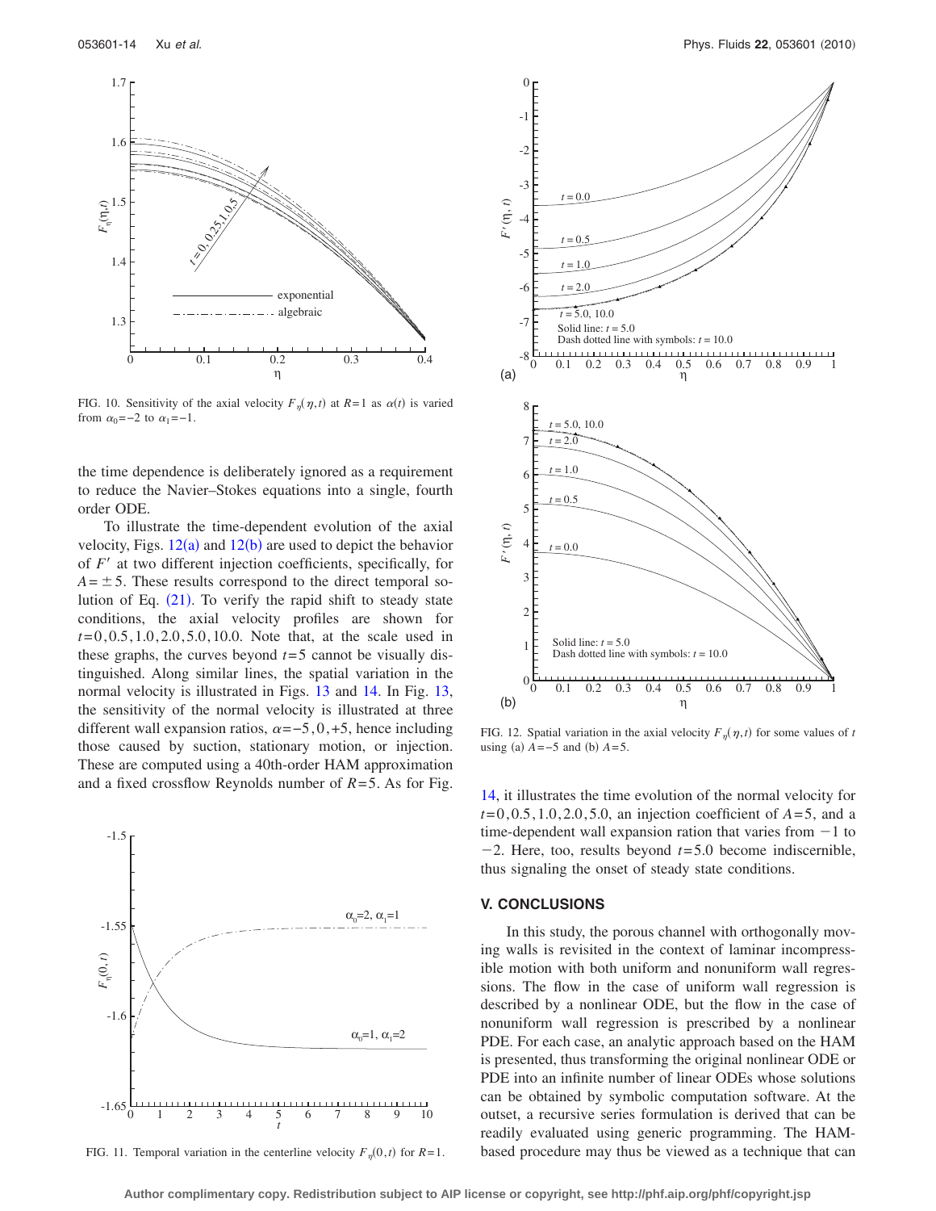FIG. 10. Sensitivity of the axial velocity $F_\eta(\eta,t)$ at $R=1$ as $\alpha(t)$ is varied from $\alpha_0=-2$ to $\alpha_1=-1$.

the time dependence is deliberately ignored as a requirement to reduce the Navier–Stokes equations into a single, fourth order ODE.

To illustrate the time-dependent evolution of the axial velocity, Figs. 12(a) and 12(b) are used to depict the behavior of $F'$ at two different injection coefficients, specifically, for $A=\pm 5$. These results correspond to the direct temporal solution of Eq. (21). To verify the rapid shift to steady state conditions, the axial velocity profiles are shown for $t=0, 0.5, 1.0, 2.0, 5.0, 10.0$. Note that, at the scale used in these graphs, the curves beyond $t=5$ cannot be visually distinguished. Along similar lines, the spatial variation in the normal velocity is illustrated in Figs. 13 and 14. In Fig. 13, the sensitivity of the normal velocity is illustrated at three different wall expansion ratios, $\alpha=-5, 0, +5$, hence including those caused by suction, stationary motion, or injection. These are computed using a 40th-order HAM approximation and a fixed crossflow Reynolds number of $R=5$. As for Fig. 14, it illustrates the time evolution of the normal velocity for $t=0, 0.5, 1.0, 2.0, 5.0$, an injection coefficient of $A=5$, and a time-dependent wall expansion ration that varies from $-1$ to $-2$. Here, too, results beyond $t=5.0$ become indiscernible, thus signaling the onset of steady state conditions.

FIG. 11. Temporal variation in the centerline velocity $F_\eta(0,t)$ for $R=1$.

FIG. 12. Spatial variation in the axial velocity $F_\eta(\eta,t)$ for some values of $t$ using (a) $A=-5$ and (b) $A=5$.

## V. CONCLUSIONS

In this study, the porous channel with orthogonally moving walls is revisited in the context of laminar incompressible motion with both uniform and nonuniform wall regressions. The flow in the case of uniform wall regression is described by a nonlinear ODE, but the flow in the case of nonuniform wall regression is prescribed by a nonlinear PDE. For each case, an analytic approach based on the HAM is presented, thus transforming the original nonlinear ODE or PDE into an infinite number of linear ODEs whose solutions can be obtained by symbolic computation software. At the outset, a recursive series formulation is derived that can be readily evaluated using generic programming. The HAM-based procedure may thus be viewed as a technique that can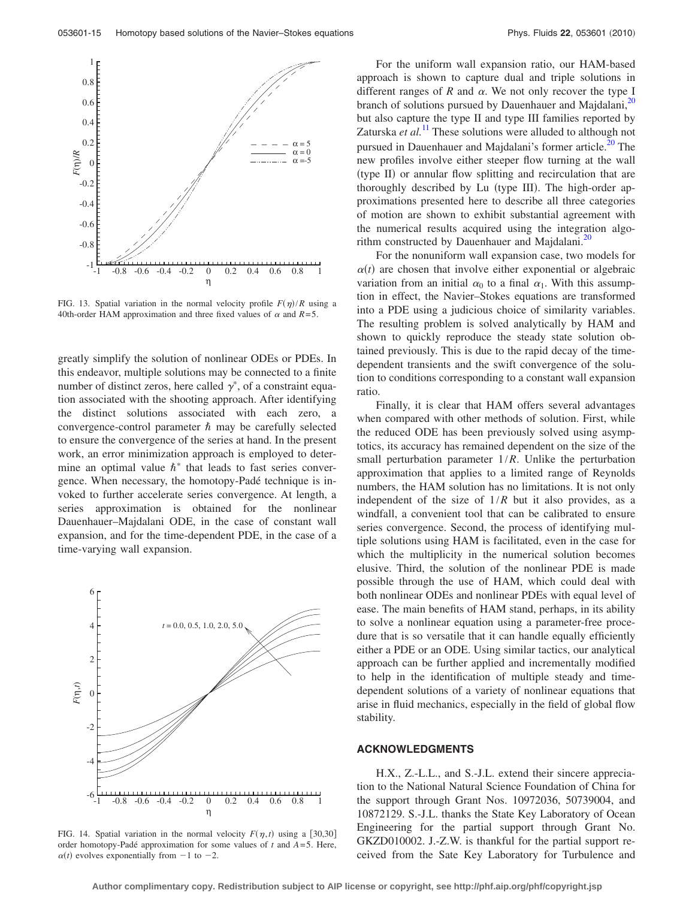FIG. 13. Spatial variation in the normal velocity profile $F(\eta)/R$ using a 40th-order HAM approximation and three fixed values of $\alpha$ and $R=5$.

greatly simplify the solution of nonlinear ODEs or PDEs. In this endeavor, multiple solutions may be connected to a finite number of distinct zeros, here called $\gamma^*$, of a constraint equation associated with the shooting approach. After identifying the distinct solutions associated with each zero, a convergence-control parameter $\hbar$ may be carefully selected to ensure the convergence of the series at hand. In the present work, an error minimization approach is employed to determine an optimal value $\hbar^*$ that leads to fast series convergence. When necessary, the homotopy-Padé technique is invoked to further accelerate series convergence. At length, a series approximation is obtained for the nonlinear Dauenhauer–Majdalani ODE, in the case of constant wall expansion, and for the time-dependent PDE, in the case of a time-varying wall expansion.

FIG. 14. Spatial variation in the normal velocity $F(\eta,t)$ using a [30,30] order homotopy-Padé approximation for some values of $t$ and $A=5$. Here, $\alpha(t)$ evolves exponentially from $-1$ to $-2$.

For the uniform wall expansion ratio, our HAM-based approach is shown to capture dual and triple solutions in different ranges of $R$ and $\alpha$. We not only recover the type I branch of solutions pursued by Dauenhauer and Majdalani,[20] but also capture the type II and type III families reported by Zaturska *et al.*[11] These solutions were alluded to although not pursued in Dauenhauer and Majdalani's former article.[20] The new profiles involve either steeper flow turning at the wall (type II) or annular flow splitting and recirculation that are thoroughly described by Lu (type III). The high-order approximations presented here to describe all three categories of motion are shown to exhibit substantial agreement with the numerical results acquired using the integration algorithm constructed by Dauenhauer and Majdalani.[20]

For the nonuniform wall expansion case, two models for $\alpha(t)$ are chosen that involve either exponential or algebraic variation from an initial $\alpha_0$ to a final $\alpha_1$. With this assumption in effect, the Navier–Stokes equations are transformed into a PDE using a judicious choice of similarity variables. The resulting problem is solved analytically by HAM and shown to quickly reproduce the steady state solution obtained previously. This is due to the rapid decay of the time-dependent transients and the swift convergence of the solution to conditions corresponding to a constant wall expansion ratio.

Finally, it is clear that HAM offers several advantages when compared with other methods of solution. First, while the reduced ODE has been previously solved using asymptotics, its accuracy has remained dependent on the size of the small perturbation parameter $1/R$. Unlike the perturbation approximation that applies to a limited range of Reynolds numbers, the HAM solution has no limitations. It is not only independent of the size of $1/R$ but it also provides, as a windfall, a convenient tool that can be calibrated to ensure series convergence. Second, the process of identifying multiple solutions using HAM is facilitated, even in the case for which the multiplicity in the numerical solution becomes elusive. Third, the solution of the nonlinear PDE is made possible through the use of HAM, which could deal with both nonlinear ODEs and nonlinear PDEs with equal level of ease. The main benefits of HAM stand, perhaps, in its ability to solve a nonlinear equation using a parameter-free procedure that is so versatile that it can handle equally efficiently either a PDE or an ODE. Using similar tactics, our analytical approach can be further applied and incrementally modified to help in the identification of multiple steady and time-dependent solutions of a variety of nonlinear equations that arise in fluid mechanics, especially in the field of global flow stability.

## ACKNOWLEDGMENTS

H.X., Z.-L.L., and S.-J.L. extend their sincere appreciation to the National Natural Science Foundation of China for the support through Grant Nos. 10972036, 50739004, and 10872129. S.-J.L. thanks the State Key Laboratory of Ocean Engineering for the partial support through Grant No. GKZD010002. J.-Z.W. is thankful for the partial support received from the Sate Key Laboratory for Turbulence and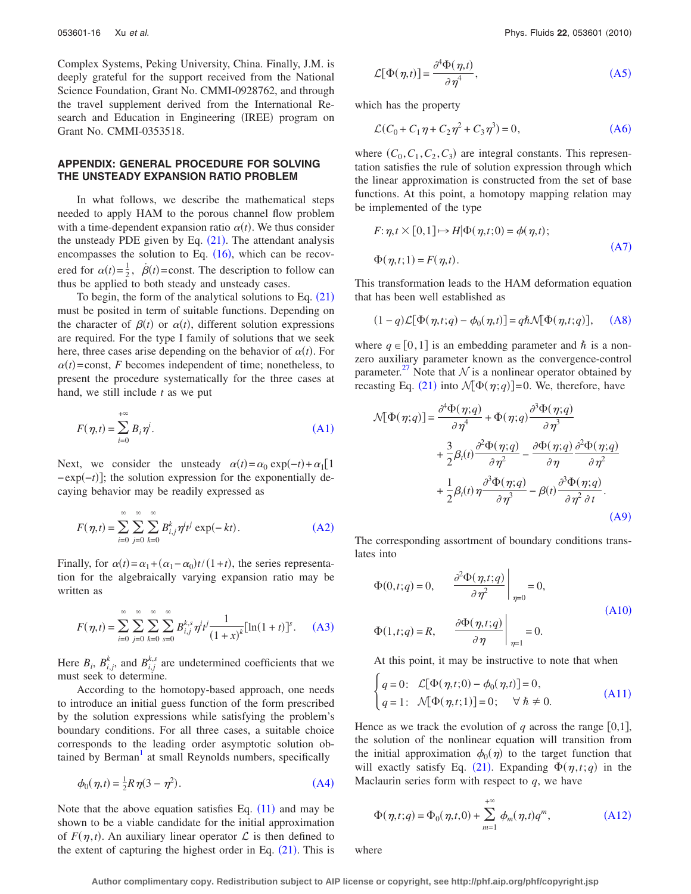Complex Systems, Peking University, China. Finally, J.M. is deeply grateful for the support received from the National Science Foundation, Grant No. CMMI-0928762, and through the travel supplement derived from the International Research and Education in Engineering (IREE) program on Grant No. CMMI-0353518.

## APPENDIX: GENERAL PROCEDURE FOR SOLVING THE UNSTEADY EXPANSION RATIO PROBLEM

In what follows, we describe the mathematical steps needed to apply HAM to the porous channel flow problem with a time-dependent expansion ratio $\alpha(t)$. We thus consider the unsteady PDE given by Eq. (21). The attendant analysis encompasses the solution to Eq. (16), which can be recovered for $\alpha(t)=\frac{1}{2}$, $\dot{\beta}(t)=\text{const}$. The description to follow can thus be applied to both steady and unsteady cases.

To begin, the form of the analytical solutions to Eq. (21) must be posited in term of suitable functions. Depending on the character of $\beta(t)$ or $\alpha(t)$, different solution expressions are required. For the type I family of solutions that we seek here, three cases arise depending on the behavior of $\alpha(t)$. For $\alpha(t)=\text{const}$, $F$ becomes independent of time; nonetheless, to present the procedure systematically for the three cases at hand, we still include $t$ as we put

$$F(\eta,t)=\sum_{i=0}^{+\infty} B_i \eta^i. \tag{A1}$$

Next, we consider the unsteady $\alpha(t)=\alpha_0 \exp(-t)+\alpha_1[1-\exp(-t)]$; the solution expression for the exponentially decaying behavior may be readily expressed as

$$F(\eta,t)=\sum_{i=0}^{\infty}\sum_{j=0}^{\infty}\sum_{k=0}^{\infty} B_{i,j}^{k}\eta^i t^j \exp(-kt). \tag{A2}$$

Finally, for $\alpha(t)=\alpha_1+(\alpha_1-\alpha_0)t/(1+t)$, the series representation for the algebraically varying expansion ratio may be written as

$$F(\eta,t)=\sum_{i=0}^{\infty}\sum_{j=0}^{\infty}\sum_{k=0}^{\infty}\sum_{s=0}^{\infty} B_{i,j}^{k,s}\eta^i t^j \frac{1}{(1+x)^k}[\ln(1+t)]^s. \tag{A3}$$

Here $B_i$, $B_{i,j}^{k}$, and $B_{i,j}^{k,s}$ are undetermined coefficients that we must seek to determine.

According to the homotopy-based approach, one needs to introduce an initial guess function of the form prescribed by the solution expressions while satisfying the problem's boundary conditions. For all three cases, a suitable choice corresponds to the leading order asymptotic solution obtained by Berman[1] at small Reynolds numbers, specifically

$$\phi_0(\eta,t)=\tfrac{1}{2}R\eta(3-\eta^2). \tag{A4}$$

Note that the above equation satisfies Eq. (11) and may be shown to be a viable candidate for the initial approximation of $F(\eta,t)$. An auxiliary linear operator $\mathcal{L}$ is then defined to the extent of capturing the highest order in Eq. (21). This is

$$\mathcal{L}[\Phi(\eta,t)]=\frac{\partial^4\Phi(\eta,t)}{\partial\eta^4}, \tag{A5}$$

which has the property

$$\mathcal{L}(C_0+C_1\eta+C_2\eta^2+C_3\eta^3)=0, \tag{A6}$$

where $(C_0,C_1,C_2,C_3)$ are integral constants. This representation satisfies the rule of solution expression through which the linear approximation is constructed from the set of base functions. At this point, a homotopy mapping relation may be implemented of the type

$$\begin{aligned} &F:\eta,t\times[0,1]\mapsto H|\Phi(\eta,t;0)=\phi(\eta,t);\\ &\Phi(\eta,t;1)=F(\eta,t). \end{aligned} \tag{A7}$$

This transformation leads to the HAM deformation equation that has been well established as

$$(1-q)\mathcal{L}[\Phi(\eta,t;q)-\phi_0(\eta,t)]=q\hbar\mathcal{N}[\Phi(\eta,t;q)], \tag{A8}$$

where $q\in[0,1]$ is an embedding parameter and $\hbar$ is a nonzero auxiliary parameter known as the convergence-control parameter.[27] Note that $\mathcal{N}$ is a nonlinear operator obtained by recasting Eq. (21) into $\mathcal{N}[\Phi(\eta;q)]=0$. We, therefore, have

$$\begin{aligned} \mathcal{N}[\Phi(\eta;q)]=&\frac{\partial^4\Phi(\eta;q)}{\partial\eta^4}+\Phi(\eta;q)\frac{\partial^3\Phi(\eta;q)}{\partial\eta^3}\\ &+\frac{3}{2}\beta_t(t)\frac{\partial^2\Phi(\eta;q)}{\partial\eta^2}-\frac{\partial\Phi(\eta;q)}{\partial\eta}\frac{\partial^2\Phi(\eta;q)}{\partial\eta^2}\\ &+\frac{1}{2}\beta_t(t)\eta\frac{\partial^3\Phi(\eta;q)}{\partial\eta^3}-\beta(t)\frac{\partial^3\Phi(\eta;q)}{\partial\eta^2\partial t}. \end{aligned} \tag{A9}$$

The corresponding assortment of boundary conditions translates into

$$\begin{aligned} &\Phi(0,t;q)=0, \qquad \left.\frac{\partial^2\Phi(\eta,t;q)}{\partial\eta^2}\right|_{\eta=0}=0,\\ &\Phi(1,t;q)=R, \qquad \left.\frac{\partial\Phi(\eta,t;q)}{\partial\eta}\right|_{\eta=1}=0. \end{aligned} \tag{A10}$$

At this point, it may be instructive to note that when

$$\begin{cases} q=0: & \mathcal{L}[\Phi(\eta,t;0)-\phi_0(\eta,t)]=0,\\ q=1: & \mathcal{N}[\Phi(\eta,t;1)]=0; \quad \forall\,\hbar\neq 0. \end{cases} \tag{A11}$$

Hence as we track the evolution of $q$ across the range $[0,1]$, the solution of the nonlinear equation will transition from the initial approximation $\phi_0(\eta)$ to the target function that will exactly satisfy Eq. (21). Expanding $\Phi(\eta,t;q)$ in the Maclaurin series form with respect to $q$, we have

$$\Phi(\eta,t;q)=\Phi_0(\eta,t,0)+\sum_{m=1}^{+\infty}\phi_m(\eta,t)q^m, \tag{A12}$$

where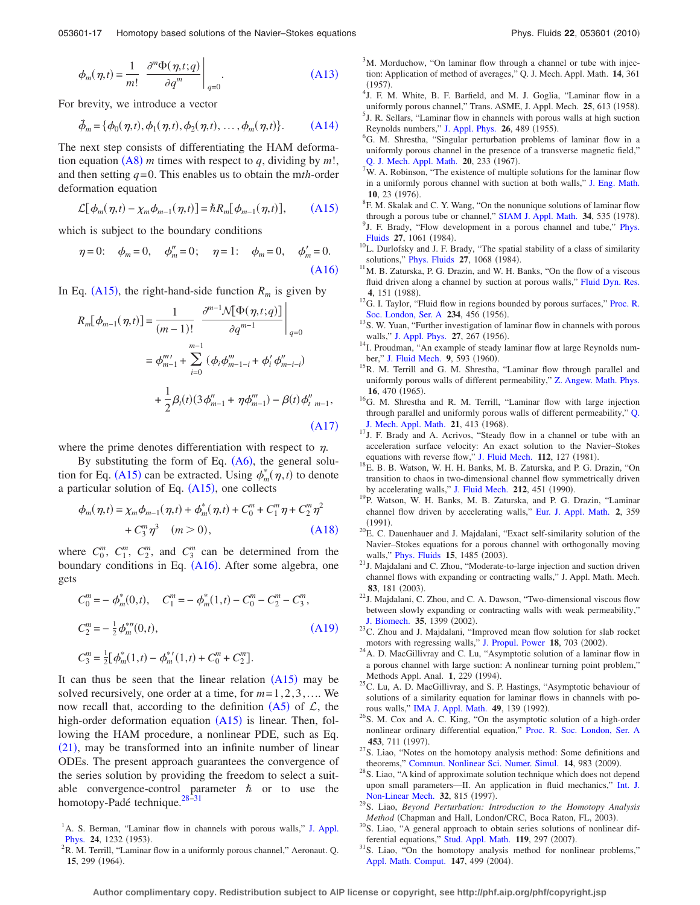$$\phi_m(\eta,t) = \frac{1}{m!}\left.\frac{\partial^m \Phi(\eta,t;q)}{\partial q^m}\right|_{q=0}. \quad \text{(A13)}$$

For brevity, we introduce a vector

$$\vec{\phi}_m = \{\phi_0(\eta,t), \phi_1(\eta,t), \phi_2(\eta,t), \ldots, \phi_m(\eta,t)\}. \quad \text{(A14)}$$

The next step consists of differentiating the HAM deformation equation (A8) $m$ times with respect to $q$, dividing by $m!$, and then setting $q=0$. This enables us to obtain the $m$th-order deformation equation

$$\mathcal{L}[\phi_m(\eta,t) - \chi_m \phi_{m-1}(\eta,t)] = \hbar R_m[\phi_{m-1}(\eta,t)], \quad \text{(A15)}$$

which is subject to the boundary conditions

$$\eta=0: \quad \phi_m = 0, \quad \phi_m'' = 0; \qquad \eta=1: \quad \phi_m = 0, \quad \phi_m' = 0. \quad \text{(A16)}$$

In Eq. (A15), the right-hand-side function $R_m$ is given by

$$\begin{aligned}
R_m[\phi_{m-1}(\eta,t)] &= \frac{1}{(m-1)!}\left.\frac{\partial^{m-1}\mathcal{N}[\Phi(\eta,t;q)]}{\partial q^{m-1}}\right|_{q=0} \\
&= \phi_{m-1}'''' + \sum_{i=0}^{m-1}(\phi_i \phi_{m-1-i}''' + \phi_i' \phi_{m-i-i}'') \\
&\quad + \frac{1}{2}\beta_t(t)(3\phi_{m-1}'' + \eta\phi_{m-1}''') - \beta(t)\phi_{t\ m-1}'',
\end{aligned} \quad \text{(A17)}$$

where the prime denotes differentiation with respect to $\eta$.

By substituting the form of Eq. (A6), the general solution for Eq. (A15) can be extracted. Using $\phi_m^*(\eta,t)$ to denote a particular solution of Eq. (A15), one collects

$$\phi_m(\eta,t) = \chi_m \phi_{m-1}(\eta,t) + \phi_m^*(\eta,t) + C_0^m + C_1^m \eta + C_2^m \eta^2 + C_3^m \eta^3 \quad (m>0), \quad \text{(A18)}$$

where $C_0^m$, $C_1^m$, $C_2^m$, and $C_3^m$ can be determined from the boundary conditions in Eq. (A16). After some algebra, one gets

$$\begin{aligned}
C_0^m &= -\phi_m^*(0,t), \quad C_1^m = -\phi_m^*(1,t) - C_0^m - C_2^m - C_3^m, \\
C_2^m &= -\tfrac{1}{2}\phi_m^{*\prime\prime}(0,t), \\
C_3^m &= \tfrac{1}{2}[\phi_m^*(1,t) - \phi_m^{*\prime}(1,t) + C_0^m + C_2^m].
\end{aligned} \quad \text{(A19)}$$

It can thus be seen that the linear relation (A15) may be solved recursively, one order at a time, for $m=1,2,3,\ldots$. We now recall that, according to the definition (A5) of $\mathcal{L}$, the high-order deformation equation (A15) is linear. Then, following the HAM procedure, a nonlinear PDE, such as Eq. (21), may be transformed into an infinite number of linear ODEs. The present approach guarantees the convergence of the series solution by providing the freedom to select a suitable convergence-control parameter $\hbar$ or to use the homotopy-Padé technique.[28–31]

[1] A. S. Berman, "Laminar flow in channels with porous walls," J. Appl. Phys. **24**, 1232 (1953).

[2] R. M. Terrill, "Laminar flow in a uniformly porous channel," Aeronaut. Q. **15**, 299 (1964).

[3] M. Morduchow, "On laminar flow through a channel or tube with injection: Application of method of averages," Q. J. Mech. Appl. Math. **14**, 361 (1957).

[4] J. F. M. White, B. F. Barfield, and M. J. Goglia, "Laminar flow in a uniformly porous channel," Trans. ASME, J. Appl. Mech. **25**, 613 (1958).

[5] J. R. Sellars, "Laminar flow in channels with porous walls at high suction Reynolds numbers," J. Appl. Phys. **26**, 489 (1955).

[6] G. M. Shrestha, "Singular perturbation problems of laminar flow in a uniformly porous channel in the presence of a transverse magnetic field," Q. J. Mech. Appl. Math. **20**, 233 (1967).

[7] W. A. Robinson, "The existence of multiple solutions for the laminar flow in a uniformly porous channel with suction at both walls," J. Eng. Math. **10**, 23 (1976).

[8] F. M. Skalak and C. Y. Wang, "On the nonunique solutions of laminar flow through a porous tube or channel," SIAM J. Appl. Math. **34**, 535 (1978).

[9] J. F. Brady, "Flow development in a porous channel and tube," Phys. Fluids **27**, 1061 (1984).

[10] L. Durlofsky and J. F. Brady, "The spatial stability of a class of similarity solutions," Phys. Fluids **27**, 1068 (1984).

[11] M. B. Zaturska, P. G. Drazin, and W. H. Banks, "On the flow of a viscous fluid driven along a channel by suction at porous walls," Fluid Dyn. Res. **4**, 151 (1988).

[12] G. I. Taylor, "Fluid flow in regions bounded by porous surfaces," Proc. R. Soc. London, Ser. A **234**, 456 (1956).

[13] S. W. Yuan, "Further investigation of laminar flow in channels with porous walls," J. Appl. Phys. **27**, 267 (1956).

[14] I. Proudman, "An example of steady laminar flow at large Reynolds number," J. Fluid Mech. **9**, 593 (1960).

[15] R. M. Terrill and G. M. Shrestha, "Laminar flow through parallel and uniformly porous walls of different permeability," Z. Angew. Math. Phys. **16**, 470 (1965).

[16] G. M. Shrestha and R. M. Terrill, "Laminar flow with large injection through parallel and uniformly porous walls of different permeability," Q. J. Mech. Appl. Math. **21**, 413 (1968).

[17] J. F. Brady and A. Acrivos, "Steady flow in a channel or tube with an acceleration surface velocity: An exact solution to the Navier–Stokes equations with reverse flow," J. Fluid Mech. **112**, 127 (1981).

[18] E. B. B. Watson, W. H. H. Banks, M. B. Zaturska, and P. G. Drazin, "On transition to chaos in two-dimensional channel flow symmetrically driven by accelerating walls," J. Fluid Mech. **212**, 451 (1990).

[19] P. Watson, W. H. Banks, M. B. Zaturska, and P. G. Drazin, "Laminar channel flow driven by accelerating walls," Eur. J. Appl. Math. **2**, 359 (1991).

[20] E. C. Dauenhauer and J. Majdalani, "Exact self-similarity solution of the Navier–Stokes equations for a porous channel with orthogonally moving walls," Phys. Fluids **15**, 1485 (2003).

[21] J. Majdalani and C. Zhou, "Moderate-to-large injection and suction driven channel flows with expanding or contracting walls," J. Appl. Math. Mech. **83**, 181 (2003).

[22] J. Majdalani, C. Zhou, and C. A. Dawson, "Two-dimensional viscous flow between slowly expanding or contracting walls with weak permeability," J. Biomech. **35**, 1399 (2002).

[23] C. Zhou and J. Majdalani, "Improved mean flow solution for slab rocket motors with regressing walls," J. Propul. Power **18**, 703 (2002).

[24] A. D. MacGillivray and C. Lu, "Asymptotic solution of a laminar flow in a porous channel with large suction: A nonlinear turning point problem," Methods Appl. Anal. **1**, 229 (1994).

[25] C. Lu, A. D. MacGillivray, and S. P. Hastings, "Asymptotic behaviour of solutions of a similarity equation for laminar flows in channels with porous walls," IMA J. Appl. Math. **49**, 139 (1992).

[26] S. M. Cox and A. C. King, "On the asymptotic solution of a high-order nonlinear ordinary differential equation," Proc. R. Soc. London, Ser. A **453**, 711 (1997).

[27] S. Liao, "Notes on the homotopy analysis method: Some definitions and theorems," Commun. Nonlinear Sci. Numer. Simul. **14**, 983 (2009).

[28] S. Liao, "A kind of approximate solution technique which does not depend upon small parameters—II. An application in fluid mechanics," Int. J. Non-Linear Mech. **32**, 815 (1997).

[29] S. Liao, *Beyond Perturbation: Introduction to the Homotopy Analysis Method* (Chapman and Hall, London/CRC, Boca Raton, FL, 2003).

[30] S. Liao, "A general approach to obtain series solutions of nonlinear differential equations," Stud. Appl. Math. **119**, 297 (2007).

[31] S. Liao, "On the homotopy analysis method for nonlinear problems," Appl. Math. Comput. **147**, 499 (2004).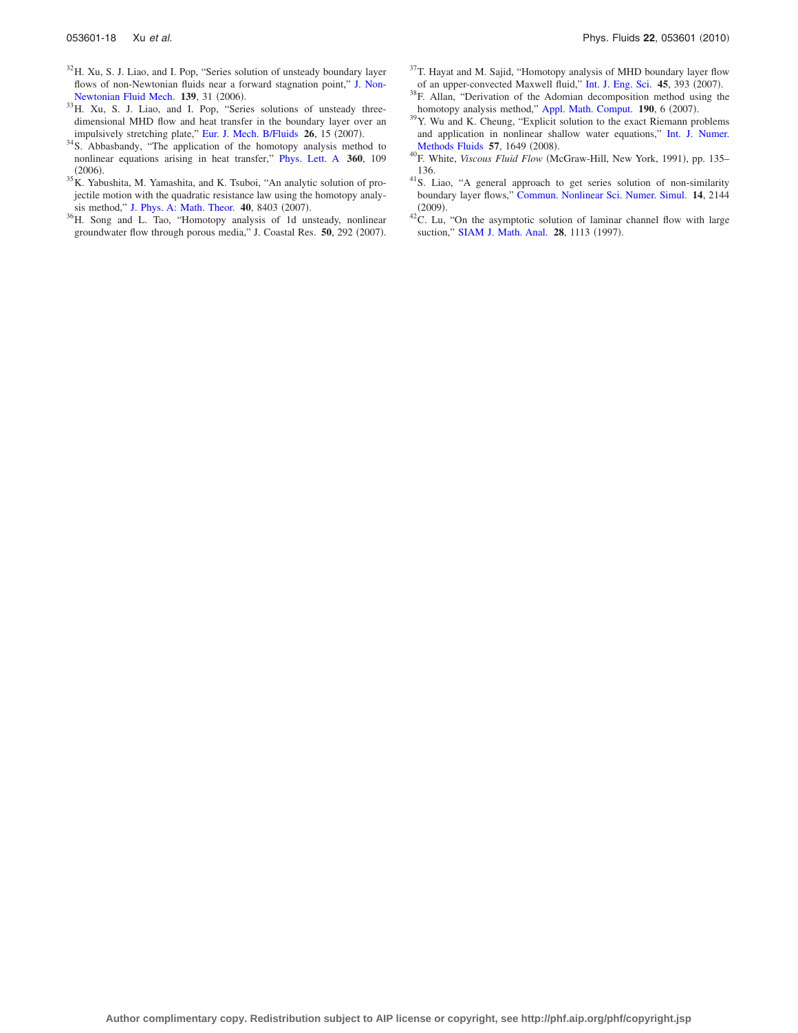[32] H. Xu, S. J. Liao, and I. Pop, "Series solution of unsteady boundary layer flows of non-Newtonian fluids near a forward stagnation point," J. Non-Newtonian Fluid Mech. **139**, 31 (2006).

[33] H. Xu, S. J. Liao, and I. Pop, "Series solutions of unsteady three-dimensional MHD flow and heat transfer in the boundary layer over an impulsively stretching plate," Eur. J. Mech. B/Fluids **26**, 15 (2007).

[34] S. Abbasbandy, "The application of the homotopy analysis method to nonlinear equations arising in heat transfer," Phys. Lett. A **360**, 109 (2006).

[35] K. Yabushita, M. Yamashita, and K. Tsuboi, "An analytic solution of projectile motion with the quadratic resistance law using the homotopy analysis method," J. Phys. A: Math. Theor. **40**, 8403 (2007).

[36] H. Song and L. Tao, "Homotopy analysis of 1d unsteady, nonlinear groundwater flow through porous media," J. Coastal Res. **50**, 292 (2007).

[37] T. Hayat and M. Sajid, "Homotopy analysis of MHD boundary layer flow of an upper-convected Maxwell fluid," Int. J. Eng. Sci. **45**, 393 (2007).

[38] F. Allan, "Derivation of the Adomian decomposition method using the homotopy analysis method," Appl. Math. Comput. **190**, 6 (2007).

[39] Y. Wu and K. Cheung, "Explicit solution to the exact Riemann problems and application in nonlinear shallow water equations," Int. J. Numer. Methods Fluids **57**, 1649 (2008).

[40] F. White, *Viscous Fluid Flow* (McGraw-Hill, New York, 1991), pp. 135–136.

[41] S. Liao, "A general approach to get series solution of non-similarity boundary layer flows," Commun. Nonlinear Sci. Numer. Simul. **14**, 2144 (2009).

[42] C. Lu, "On the asymptotic solution of laminar channel flow with large suction," SIAM J. Math. Anal. **28**, 1113 (1997).